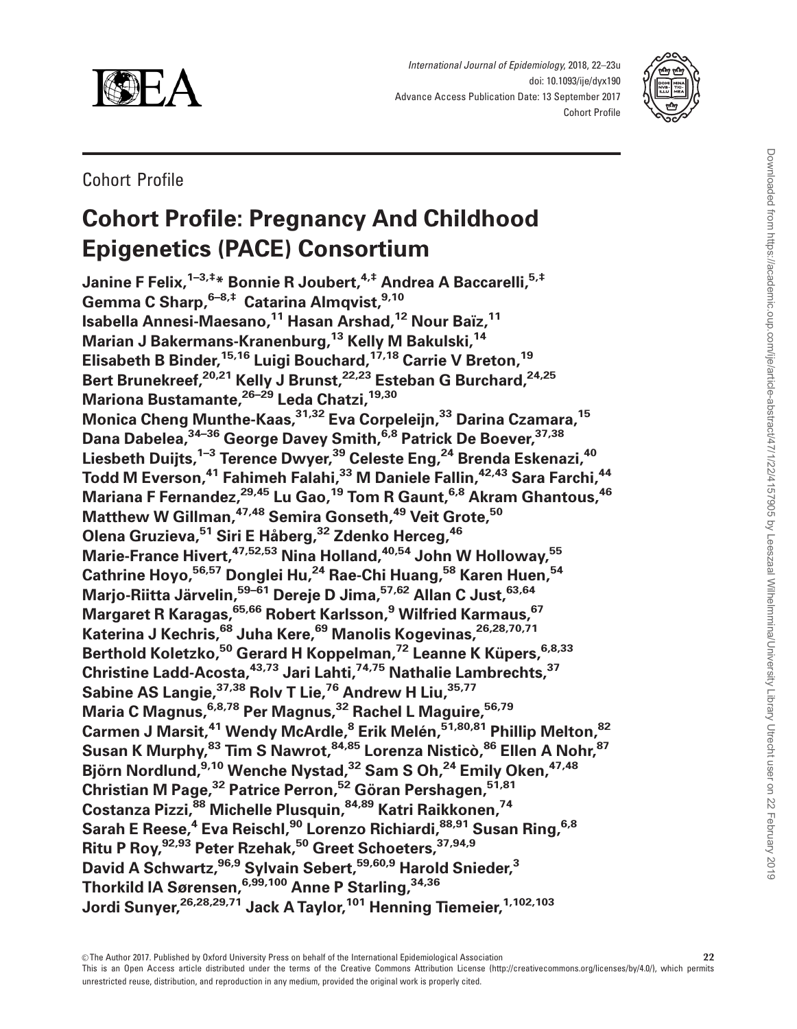Cohort Profile

# Cohort Profile: Pregnancy And Childhood Epigenetics (PACE) Consortium

**Janine F Felix,[1–3,‡,*] Bonnie R Joubert,[4,‡] Andrea A Baccarelli,[5,‡] Gemma C Sharp,[6–8,‡] Catarina Almqvist,[9,10] Isabella Annesi-Maesano,[11] Hasan Arshad,[12] Nour Baïz,[11] Marian J Bakermans-Kranenburg,[13] Kelly M Bakulski,[14] Elisabeth B Binder,[15,16] Luigi Bouchard,[17,18] Carrie V Breton,[19] Bert Brunekreef,[20,21] Kelly J Brunst,[22,23] Esteban G Burchard,[24,25] Mariona Bustamante,[26–29] Leda Chatzi,[19,30] Monica Cheng Munthe-Kaas,[31,32] Eva Corpeleijn,[33] Darina Czamara,[15] Dana Dabelea,[34–36] George Davey Smith,[6,8] Patrick De Boever,[37,38] Liesbeth Duijts,[1–3] Terence Dwyer,[39] Celeste Eng,[24] Brenda Eskenazi,[40] Todd M Everson,[41] Fahimeh Falahi,[33] M Daniele Fallin,[42,43] Sara Farchi,[44] Mariana F Fernandez,[29,45] Lu Gao,[19] Tom R Gaunt,[6,8] Akram Ghantous,[46] Matthew W Gillman,[47,48] Semira Gonseth,[49] Veit Grote,[50] Olena Gruzieva,[51] Siri E Håberg,[32] Zdenko Herceg,[46] Marie-France Hivert,[47,52,53] Nina Holland,[40,54] John W Holloway,[55] Cathrine Hoyo,[56,57] Donglei Hu,[24] Rae-Chi Huang,[58] Karen Huen,[54] Marjo-Riitta Järvelin,[59–61] Dereje D Jima,[57,62] Allan C Just,[63,64] Margaret R Karagas,[65,66] Robert Karlsson,[9] Wilfried Karmaus,[67] Katerina J Kechris,[68] Juha Kere,[69] Manolis Kogevinas,[26,28,70,71] Berthold Koletzko,[50] Gerard H Koppelman,[72] Leanne K Küpers,[6,8,33] Christine Ladd-Acosta,[43,73] Jari Lahti,[74,75] Nathalie Lambrechts,[37] Sabine AS Langie,[37,38] Rolv T Lie,[76] Andrew H Liu,[35,77] Maria C Magnus,[6,8,78] Per Magnus,[32] Rachel L Maguire,[56,79] Carmen J Marsit,[41] Wendy McArdle,[8] Erik Melén,[51,80,81] Phillip Melton,[82] Susan K Murphy,[83] Tim S Nawrot,[84,85] Lorenza Nisticò,[86] Ellen A Nohr,[87] Björn Nordlund,[9,10] Wenche Nystad,[32] Sam S Oh,[24] Emily Oken,[47,48] Christian M Page,[32] Patrice Perron,[52] Göran Pershagen,[51,81] Costanza Pizzi,[88] Michelle Plusquin,[84,89] Katri Raikkonen,[74] Sarah E Reese,[4] Eva Reischl,[90] Lorenzo Richiardi,[88,91] Susan Ring,[6,8] Ritu P Roy,[92,93] Peter Rzehak,[50] Greet Schoeters,[37,94,9] David A Schwartz,[96,9] Sylvain Sebert,[59,60,9] Harold Snieder,[3] Thorkild IA Sørensen,[6,99,100] Anne P Starling,[34,36] Jordi Sunyer,[26,28,29,71] Jack A Taylor,[101] Henning Tiemeier,[1,102,103]**

© The Author 2017. Published by Oxford University Press on behalf of the International Epidemiological Association

This is an Open Access article distributed under the terms of the Creative Commons Attribution License (http://creativecommons.org/licenses/by/4.0/), which permits unrestricted reuse, distribution, and reproduction in any medium, provided the original work is properly cited.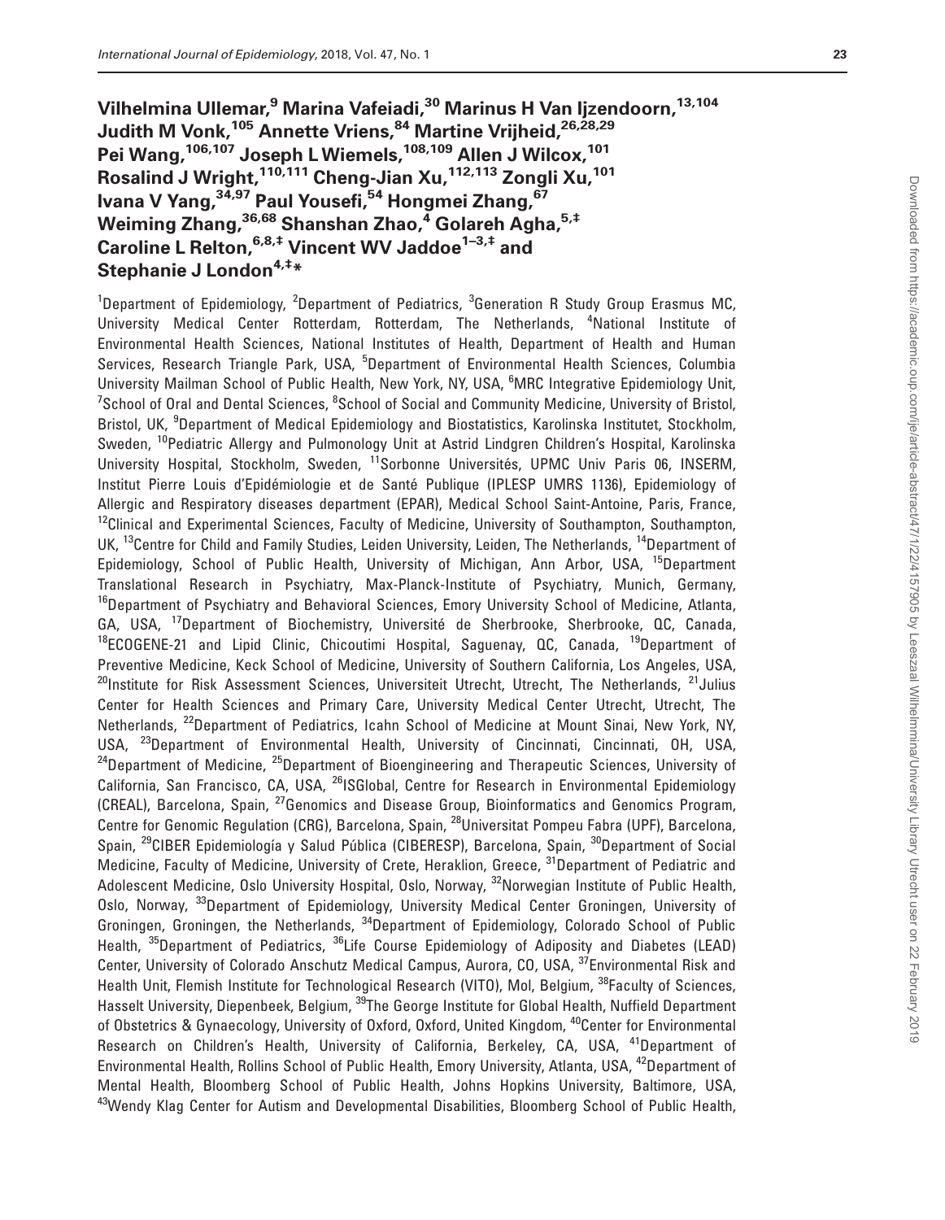**Vilhelmina Ullemar,[9] Marina Vafeiadi,[30] Marinus H Van Ijzendoorn,[13,104] Judith M Vonk,[105] Annette Vriens,[84] Martine Vrijheid,[26,28,29] Pei Wang,[106,107] Joseph L Wiemels,[108,109] Allen J Wilcox,[101] Rosalind J Wright,[110,111] Cheng-Jian Xu,[112,113] Zongli Xu,[101] Ivana V Yang,[34,97] Paul Yousefi,[54] Hongmei Zhang,[67] Weiming Zhang,[36,68] Shanshan Zhao,[4] Golareh Agha,[5,‡] Caroline L Relton,[6,8,‡] Vincent WV Jaddoe[1–3,‡] and Stephanie J London[4,‡]***

[1]Department of Epidemiology, [2]Department of Pediatrics, [3]Generation R Study Group Erasmus MC, University Medical Center Rotterdam, Rotterdam, The Netherlands, [4]National Institute of Environmental Health Sciences, National Institutes of Health, Department of Health and Human Services, Research Triangle Park, USA, [5]Department of Environmental Health Sciences, Columbia University Mailman School of Public Health, New York, NY, USA, [6]MRC Integrative Epidemiology Unit, [7]School of Oral and Dental Sciences, [8]School of Social and Community Medicine, University of Bristol, Bristol, UK, [9]Department of Medical Epidemiology and Biostatistics, Karolinska Institutet, Stockholm, Sweden, [10]Pediatric Allergy and Pulmonology Unit at Astrid Lindgren Children's Hospital, Karolinska University Hospital, Stockholm, Sweden, [11]Sorbonne Universités, UPMC Univ Paris 06, INSERM, Institut Pierre Louis d'Epidémiologie et de Santé Publique (IPLESP UMRS 1136), Epidemiology of Allergic and Respiratory diseases department (EPAR), Medical School Saint-Antoine, Paris, France, [12]Clinical and Experimental Sciences, Faculty of Medicine, University of Southampton, Southampton, UK, [13]Centre for Child and Family Studies, Leiden University, Leiden, The Netherlands, [14]Department of Epidemiology, School of Public Health, University of Michigan, Ann Arbor, USA, [15]Department Translational Research in Psychiatry, Max-Planck-Institute of Psychiatry, Munich, Germany, [16]Department of Psychiatry and Behavioral Sciences, Emory University School of Medicine, Atlanta, GA, USA, [17]Department of Biochemistry, Université de Sherbrooke, Sherbrooke, QC, Canada, [18]ECOGENE-21 and Lipid Clinic, Chicoutimi Hospital, Saguenay, QC, Canada, [19]Department of Preventive Medicine, Keck School of Medicine, University of Southern California, Los Angeles, USA, [20]Institute for Risk Assessment Sciences, Universiteit Utrecht, Utrecht, The Netherlands, [21]Julius Center for Health Sciences and Primary Care, University Medical Center Utrecht, Utrecht, The Netherlands, [22]Department of Pediatrics, Icahn School of Medicine at Mount Sinai, New York, NY, USA, [23]Department of Environmental Health, University of Cincinnati, Cincinnati, OH, USA, [24]Department of Medicine, [25]Department of Bioengineering and Therapeutic Sciences, University of California, San Francisco, CA, USA, [26]ISGlobal, Centre for Research in Environmental Epidemiology (CREAL), Barcelona, Spain, [27]Genomics and Disease Group, Bioinformatics and Genomics Program, Centre for Genomic Regulation (CRG), Barcelona, Spain, [28]Universitat Pompeu Fabra (UPF), Barcelona, Spain, [29]CIBER Epidemiología y Salud Pública (CIBERESP), Barcelona, Spain, [30]Department of Social Medicine, Faculty of Medicine, University of Crete, Heraklion, Greece, [31]Department of Pediatric and Adolescent Medicine, Oslo University Hospital, Oslo, Norway, [32]Norwegian Institute of Public Health, Oslo, Norway, [33]Department of Epidemiology, University Medical Center Groningen, University of Groningen, Groningen, the Netherlands, [34]Department of Epidemiology, Colorado School of Public Health, [35]Department of Pediatrics, [36]Life Course Epidemiology of Adiposity and Diabetes (LEAD) Center, University of Colorado Anschutz Medical Campus, Aurora, CO, USA, [37]Environmental Risk and Health Unit, Flemish Institute for Technological Research (VITO), Mol, Belgium, [38]Faculty of Sciences, Hasselt University, Diepenbeek, Belgium, [39]The George Institute for Global Health, Nuffield Department of Obstetrics & Gynaecology, University of Oxford, Oxford, United Kingdom, [40]Center for Environmental Research on Children's Health, University of California, Berkeley, CA, USA, [41]Department of Environmental Health, Rollins School of Public Health, Emory University, Atlanta, USA, [42]Department of Mental Health, Bloomberg School of Public Health, Johns Hopkins University, Baltimore, USA, [43]Wendy Klag Center for Autism and Developmental Disabilities, Bloomberg School of Public Health,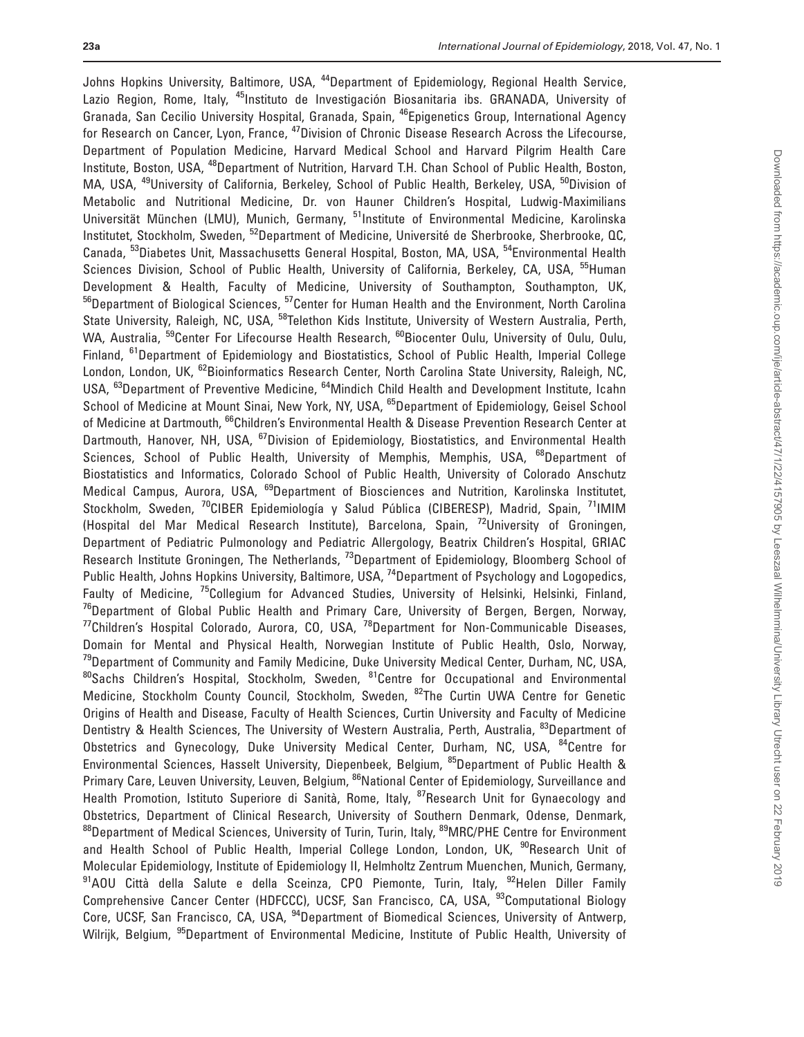Johns Hopkins University, Baltimore, USA, [44]Department of Epidemiology, Regional Health Service, Lazio Region, Rome, Italy, [45]Instituto de Investigación Biosanitaria ibs. GRANADA, University of Granada, San Cecilio University Hospital, Granada, Spain, [46]Epigenetics Group, International Agency for Research on Cancer, Lyon, France, [47]Division of Chronic Disease Research Across the Lifecourse, Department of Population Medicine, Harvard Medical School and Harvard Pilgrim Health Care Institute, Boston, USA, [48]Department of Nutrition, Harvard T.H. Chan School of Public Health, Boston, MA, USA, [49]University of California, Berkeley, School of Public Health, Berkeley, USA, [50]Division of Metabolic and Nutritional Medicine, Dr. von Hauner Children's Hospital, Ludwig-Maximilians Universität München (LMU), Munich, Germany, [51]Institute of Environmental Medicine, Karolinska Institutet, Stockholm, Sweden, [52]Department of Medicine, Université de Sherbrooke, Sherbrooke, QC, Canada, [53]Diabetes Unit, Massachusetts General Hospital, Boston, MA, USA, [54]Environmental Health Sciences Division, School of Public Health, University of California, Berkeley, CA, USA, [55]Human Development & Health, Faculty of Medicine, University of Southampton, Southampton, UK, [56]Department of Biological Sciences, [57]Center for Human Health and the Environment, North Carolina State University, Raleigh, NC, USA, [58]Telethon Kids Institute, University of Western Australia, Perth, WA, Australia, [59]Center For Lifecourse Health Research, [60]Biocenter Oulu, University of Oulu, Oulu, Finland, [61]Department of Epidemiology and Biostatistics, School of Public Health, Imperial College London, London, UK, [62]Bioinformatics Research Center, North Carolina State University, Raleigh, NC, USA, [63]Department of Preventive Medicine, [64]Mindich Child Health and Development Institute, Icahn School of Medicine at Mount Sinai, New York, NY, USA, [65]Department of Epidemiology, Geisel School of Medicine at Dartmouth, [66]Children's Environmental Health & Disease Prevention Research Center at Dartmouth, Hanover, NH, USA, [67]Division of Epidemiology, Biostatistics, and Environmental Health Sciences, School of Public Health, University of Memphis, Memphis, USA, [68]Department of Biostatistics and Informatics, Colorado School of Public Health, University of Colorado Anschutz Medical Campus, Aurora, USA, [69]Department of Biosciences and Nutrition, Karolinska Institutet, Stockholm, Sweden, [70]CIBER Epidemiología y Salud Pública (CIBERESP), Madrid, Spain, [71]IMIM (Hospital del Mar Medical Research Institute), Barcelona, Spain, [72]University of Groningen, Department of Pediatric Pulmonology and Pediatric Allergology, Beatrix Children's Hospital, GRIAC Research Institute Groningen, The Netherlands, [73]Department of Epidemiology, Bloomberg School of Public Health, Johns Hopkins University, Baltimore, USA, [74]Department of Psychology and Logopedics, Faulty of Medicine, [75]Collegium for Advanced Studies, University of Helsinki, Helsinki, Finland, [76]Department of Global Public Health and Primary Care, University of Bergen, Bergen, Norway, [77]Children's Hospital Colorado, Aurora, CO, USA, [78]Department for Non-Communicable Diseases, Domain for Mental and Physical Health, Norwegian Institute of Public Health, Oslo, Norway, [79]Department of Community and Family Medicine, Duke University Medical Center, Durham, NC, USA, [80]Sachs Children's Hospital, Stockholm, Sweden, [81]Centre for Occupational and Environmental Medicine, Stockholm County Council, Stockholm, Sweden, [82]The Curtin UWA Centre for Genetic Origins of Health and Disease, Faculty of Health Sciences, Curtin University and Faculty of Medicine Dentistry & Health Sciences, The University of Western Australia, Perth, Australia, [83]Department of Obstetrics and Gynecology, Duke University Medical Center, Durham, NC, USA, [84]Centre for Environmental Sciences, Hasselt University, Diepenbeek, Belgium, [85]Department of Public Health & Primary Care, Leuven University, Leuven, Belgium, [86]National Center of Epidemiology, Surveillance and Health Promotion, Istituto Superiore di Sanità, Rome, Italy, [87]Research Unit for Gynaecology and Obstetrics, Department of Clinical Research, University of Southern Denmark, Odense, Denmark, [88]Department of Medical Sciences, University of Turin, Turin, Italy, [89]MRC/PHE Centre for Environment and Health School of Public Health, Imperial College London, London, UK, [90]Research Unit of Molecular Epidemiology, Institute of Epidemiology II, Helmholtz Zentrum Muenchen, Munich, Germany, [91]AOU Città della Salute e della Sceinza, CPO Piemonte, Turin, Italy, [92]Helen Diller Family Comprehensive Cancer Center (HDFCCC), UCSF, San Francisco, CA, USA, [93]Computational Biology Core, UCSF, San Francisco, CA, USA, [94]Department of Biomedical Sciences, University of Antwerp, Wilrijk, Belgium, [95]Department of Environmental Medicine, Institute of Public Health, University of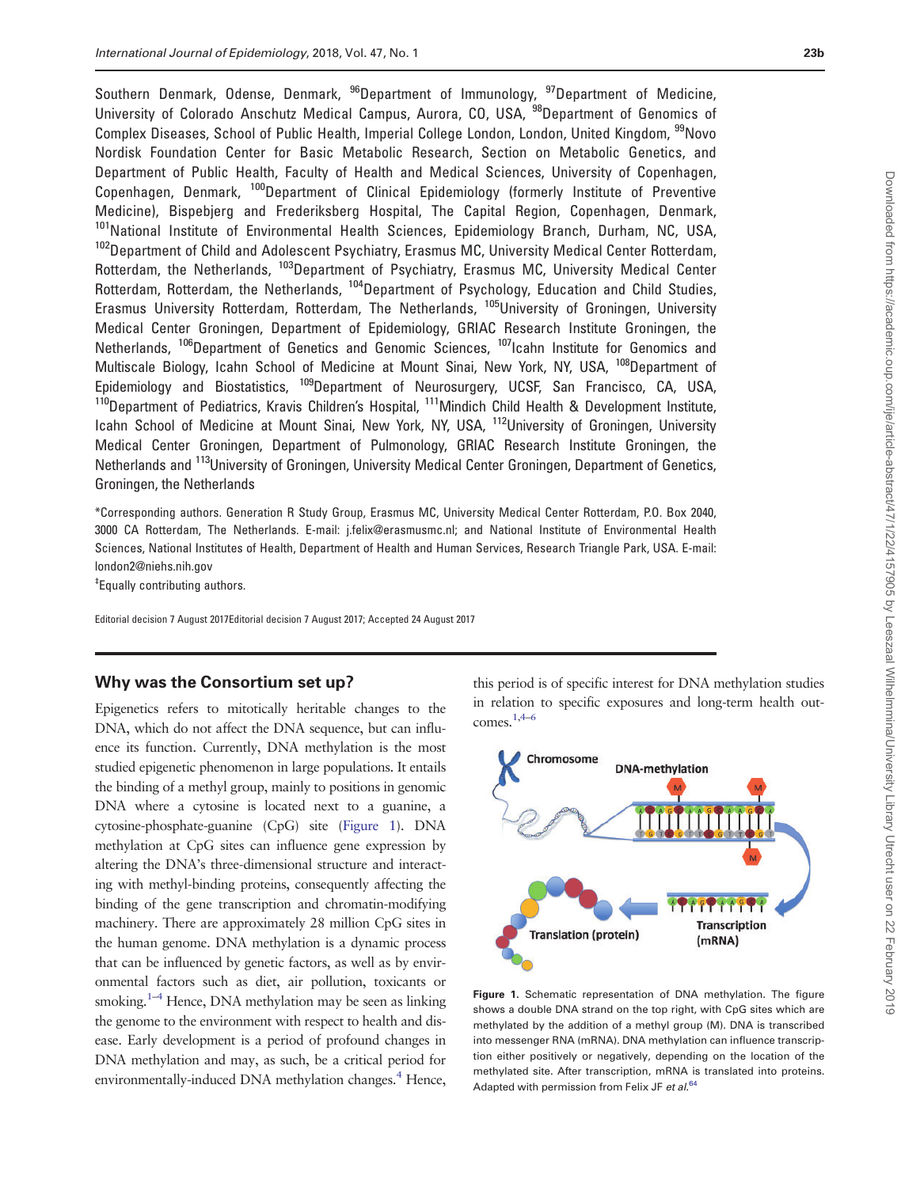Southern Denmark, Odense, Denmark, [96]Department of Immunology, [97]Department of Medicine, University of Colorado Anschutz Medical Campus, Aurora, CO, USA, [98]Department of Genomics of Complex Diseases, School of Public Health, Imperial College London, London, United Kingdom, [99]Novo Nordisk Foundation Center for Basic Metabolic Research, Section on Metabolic Genetics, and Department of Public Health, Faculty of Health and Medical Sciences, University of Copenhagen, Copenhagen, Denmark, [100]Department of Clinical Epidemiology (formerly Institute of Preventive Medicine), Bispebjerg and Frederiksberg Hospital, The Capital Region, Copenhagen, Denmark, [101]National Institute of Environmental Health Sciences, Epidemiology Branch, Durham, NC, USA, [102]Department of Child and Adolescent Psychiatry, Erasmus MC, University Medical Center Rotterdam, Rotterdam, the Netherlands, [103]Department of Psychiatry, Erasmus MC, University Medical Center Rotterdam, Rotterdam, the Netherlands, [104]Department of Psychology, Education and Child Studies, Erasmus University Rotterdam, Rotterdam, The Netherlands, [105]University of Groningen, University Medical Center Groningen, Department of Epidemiology, GRIAC Research Institute Groningen, the Netherlands, [106]Department of Genetics and Genomic Sciences, [107]Icahn Institute for Genomics and Multiscale Biology, Icahn School of Medicine at Mount Sinai, New York, NY, USA, [108]Department of Epidemiology and Biostatistics, [109]Department of Neurosurgery, UCSF, San Francisco, CA, USA, [110]Department of Pediatrics, Kravis Children's Hospital, [111]Mindich Child Health & Development Institute, Icahn School of Medicine at Mount Sinai, New York, NY, USA, [112]University of Groningen, University Medical Center Groningen, Department of Pulmonology, GRIAC Research Institute Groningen, the Netherlands and [113]University of Groningen, University Medical Center Groningen, Department of Genetics, Groningen, the Netherlands

*Corresponding authors. Generation R Study Group, Erasmus MC, University Medical Center Rotterdam, P.O. Box 2040, 3000 CA Rotterdam, The Netherlands. E-mail: j.felix@erasmusmc.nl; and National Institute of Environmental Health Sciences, National Institutes of Health, Department of Health and Human Services, Research Triangle Park, USA. E-mail: london2@niehs.nih.gov

‡Equally contributing authors.

Editorial decision 7 August 2017Editorial decision 7 August 2017; Accepted 24 August 2017

## Why was the Consortium set up?

Epigenetics refers to mitotically heritable changes to the DNA, which do not affect the DNA sequence, but can influence its function. Currently, DNA methylation is the most studied epigenetic phenomenon in large populations. It entails the binding of a methyl group, mainly to positions in genomic DNA where a cytosine is located next to a guanine, a cytosine-phosphate-guanine (CpG) site (Figure 1). DNA methylation at CpG sites can influence gene expression by altering the DNA's three-dimensional structure and interacting with methyl-binding proteins, consequently affecting the binding of the gene transcription and chromatin-modifying machinery. There are approximately 28 million CpG sites in the human genome. DNA methylation is a dynamic process that can be influenced by genetic factors, as well as by environmental factors such as diet, air pollution, toxicants or smoking.[1–4] Hence, DNA methylation may be seen as linking the genome to the environment with respect to health and disease. Early development is a period of profound changes in DNA methylation and may, as such, be a critical period for environmentally-induced DNA methylation changes.[4] Hence, this period is of specific interest for DNA methylation studies in relation to specific exposures and long-term health outcomes.[1,4–6]

Figure 1. Schematic representation of DNA methylation. The figure shows a double DNA strand on the top right, with CpG sites which are methylated by the addition of a methyl group (M). DNA is transcribed into messenger RNA (mRNA). DNA methylation can influence transcription either positively or negatively, depending on the location of the methylated site. After transcription, mRNA is translated into proteins. Adapted with permission from Felix JF *et al.*[64]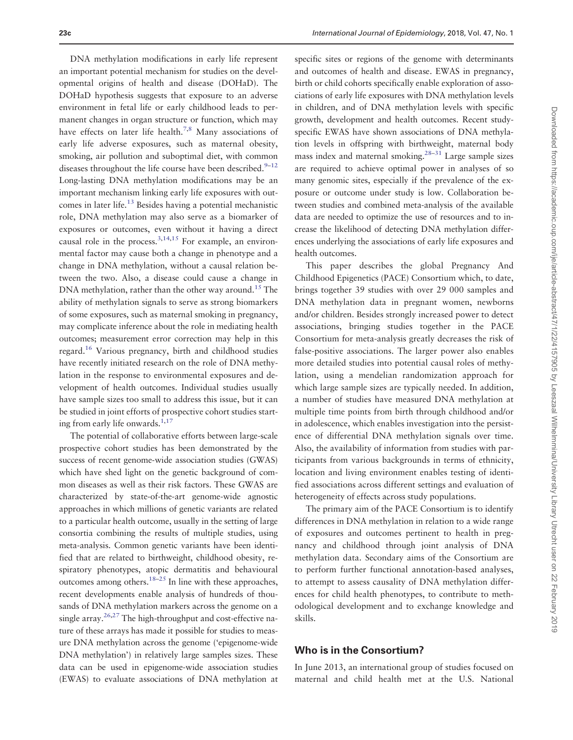DNA methylation modifications in early life represent an important potential mechanism for studies on the developmental origins of health and disease (DOHaD). The DOHaD hypothesis suggests that exposure to an adverse environment in fetal life or early childhood leads to permanent changes in organ structure or function, which may have effects on later life health.[7,8] Many associations of early life adverse exposures, such as maternal obesity, smoking, air pollution and suboptimal diet, with common diseases throughout the life course have been described.[9–12] Long-lasting DNA methylation modifications may be an important mechanism linking early life exposures with outcomes in later life.[13] Besides having a potential mechanistic role, DNA methylation may also serve as a biomarker of exposures or outcomes, even without it having a direct causal role in the process.[3,14,15] For example, an environmental factor may cause both a change in phenotype and a change in DNA methylation, without a causal relation between the two. Also, a disease could cause a change in DNA methylation, rather than the other way around.[15] The ability of methylation signals to serve as strong biomarkers of some exposures, such as maternal smoking in pregnancy, may complicate inference about the role in mediating health outcomes; measurement error correction may help in this regard.[16] Various pregnancy, birth and childhood studies have recently initiated research on the role of DNA methylation in the response to environmental exposures and development of health outcomes. Individual studies usually have sample sizes too small to address this issue, but it can be studied in joint efforts of prospective cohort studies starting from early life onwards.[1,17]

The potential of collaborative efforts between large-scale prospective cohort studies has been demonstrated by the success of recent genome-wide association studies (GWAS) which have shed light on the genetic background of common diseases as well as their risk factors. These GWAS are characterized by state-of-the-art genome-wide agnostic approaches in which millions of genetic variants are related to a particular health outcome, usually in the setting of large consortia combining the results of multiple studies, using meta-analysis. Common genetic variants have been identified that are related to birthweight, childhood obesity, respiratory phenotypes, atopic dermatitis and behavioural outcomes among others.[18–25] In line with these approaches, recent developments enable analysis of hundreds of thousands of DNA methylation markers across the genome on a single array.[26,27] The high-throughput and cost-effective nature of these arrays has made it possible for studies to measure DNA methylation across the genome ('epigenome-wide DNA methylation') in relatively large samples sizes. These data can be used in epigenome-wide association studies (EWAS) to evaluate associations of DNA methylation at specific sites or regions of the genome with determinants and outcomes of health and disease. EWAS in pregnancy, birth or child cohorts specifically enable exploration of associations of early life exposures with DNA methylation levels in children, and of DNA methylation levels with specific growth, development and health outcomes. Recent study-specific EWAS have shown associations of DNA methylation levels in offspring with birthweight, maternal body mass index and maternal smoking.[28–31] Large sample sizes are required to achieve optimal power in analyses of so many genomic sites, especially if the prevalence of the exposure or outcome under study is low. Collaboration between studies and combined meta-analysis of the available data are needed to optimize the use of resources and to increase the likelihood of detecting DNA methylation differences underlying the associations of early life exposures and health outcomes.

This paper describes the global Pregnancy And Childhood Epigenetics (PACE) Consortium which, to date, brings together 39 studies with over 29 000 samples and DNA methylation data in pregnant women, newborns and/or children. Besides strongly increased power to detect associations, bringing studies together in the PACE Consortium for meta-analysis greatly decreases the risk of false-positive associations. The larger power also enables more detailed studies into potential causal roles of methylation, using a mendelian randomization approach for which large sample sizes are typically needed. In addition, a number of studies have measured DNA methylation at multiple time points from birth through childhood and/or in adolescence, which enables investigation into the persistence of differential DNA methylation signals over time. Also, the availability of information from studies with participants from various backgrounds in terms of ethnicity, location and living environment enables testing of identified associations across different settings and evaluation of heterogeneity of effects across study populations.

The primary aim of the PACE Consortium is to identify differences in DNA methylation in relation to a wide range of exposures and outcomes pertinent to health in pregnancy and childhood through joint analysis of DNA methylation data. Secondary aims of the Consortium are to perform further functional annotation-based analyses, to attempt to assess causality of DNA methylation differences for child health phenotypes, to contribute to methodological development and to exchange knowledge and skills.

## Who is in the Consortium?

In June 2013, an international group of studies focused on maternal and child health met at the U.S. National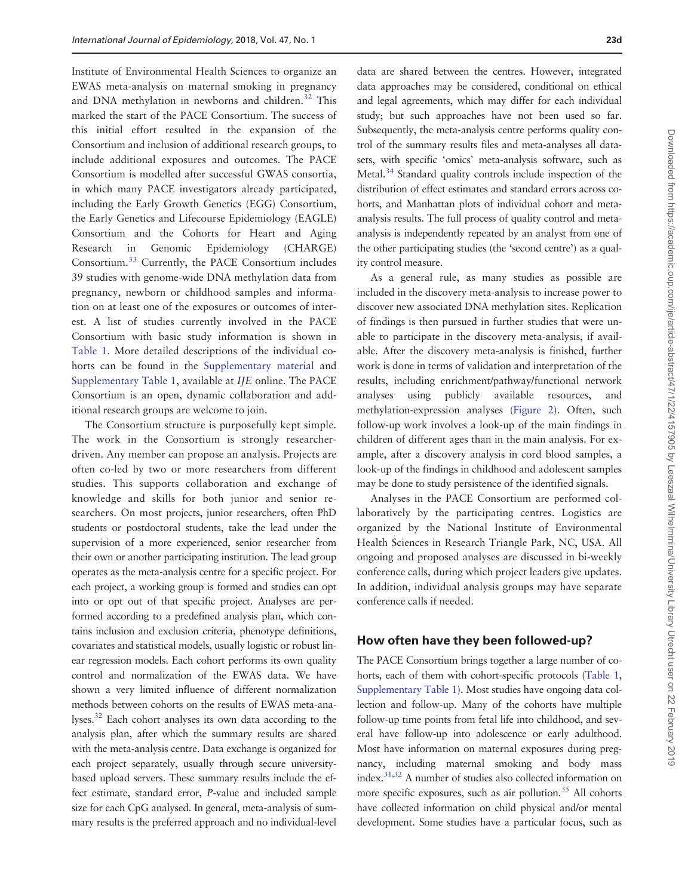Institute of Environmental Health Sciences to organize an EWAS meta-analysis on maternal smoking in pregnancy and DNA methylation in newborns and children.[32] This marked the start of the PACE Consortium. The success of this initial effort resulted in the expansion of the Consortium and inclusion of additional research groups, to include additional exposures and outcomes. The PACE Consortium is modelled after successful GWAS consortia, in which many PACE investigators already participated, including the Early Growth Genetics (EGG) Consortium, the Early Genetics and Lifecourse Epidemiology (EAGLE) Consortium and the Cohorts for Heart and Aging Research in Genomic Epidemiology (CHARGE) Consortium.[33] Currently, the PACE Consortium includes 39 studies with genome-wide DNA methylation data from pregnancy, newborn or childhood samples and information on at least one of the exposures or outcomes of interest. A list of studies currently involved in the PACE Consortium with basic study information is shown in Table 1. More detailed descriptions of the individual cohorts can be found in the Supplementary material and Supplementary Table 1, available at *IJE* online. The PACE Consortium is an open, dynamic collaboration and additional research groups are welcome to join.

The Consortium structure is purposefully kept simple. The work in the Consortium is strongly researcher-driven. Any member can propose an analysis. Projects are often co-led by two or more researchers from different studies. This supports collaboration and exchange of knowledge and skills for both junior and senior researchers. On most projects, junior researchers, often PhD students or postdoctoral students, take the lead under the supervision of a more experienced, senior researcher from their own or another participating institution. The lead group operates as the meta-analysis centre for a specific project. For each project, a working group is formed and studies can opt into or opt out of that specific project. Analyses are performed according to a predefined analysis plan, which contains inclusion and exclusion criteria, phenotype definitions, covariates and statistical models, usually logistic or robust linear regression models. Each cohort performs its own quality control and normalization of the EWAS data. We have shown a very limited influence of different normalization methods between cohorts on the results of EWAS meta-analyses.[32] Each cohort analyses its own data according to the analysis plan, after which the summary results are shared with the meta-analysis centre. Data exchange is organized for each project separately, usually through secure university-based upload servers. These summary results include the effect estimate, standard error, *P*-value and included sample size for each CpG analysed. In general, meta-analysis of summary results is the preferred approach and no individual-level data are shared between the centres. However, integrated data approaches may be considered, conditional on ethical and legal agreements, which may differ for each individual study; but such approaches have not been used so far. Subsequently, the meta-analysis centre performs quality control of the summary results files and meta-analyses all datasets, with specific 'omics' meta-analysis software, such as Metal.[34] Standard quality controls include inspection of the distribution of effect estimates and standard errors across cohorts, and Manhattan plots of individual cohort and meta-analysis results. The full process of quality control and meta-analysis is independently repeated by an analyst from one of the other participating studies (the 'second centre') as a quality control measure.

As a general rule, as many studies as possible are included in the discovery meta-analysis to increase power to discover new associated DNA methylation sites. Replication of findings is then pursued in further studies that were unable to participate in the discovery meta-analysis, if available. After the discovery meta-analysis is finished, further work is done in terms of validation and interpretation of the results, including enrichment/pathway/functional network analyses using publicly available resources, and methylation-expression analyses (Figure 2). Often, such follow-up work involves a look-up of the main findings in children of different ages than in the main analysis. For example, after a discovery analysis in cord blood samples, a look-up of the findings in childhood and adolescent samples may be done to study persistence of the identified signals.

Analyses in the PACE Consortium are performed collaboratively by the participating centres. Logistics are organized by the National Institute of Environmental Health Sciences in Research Triangle Park, NC, USA. All ongoing and proposed analyses are discussed in bi-weekly conference calls, during which project leaders give updates. In addition, individual analysis groups may have separate conference calls if needed.

## How often have they been followed-up?

The PACE Consortium brings together a large number of cohorts, each of them with cohort-specific protocols (Table 1, Supplementary Table 1). Most studies have ongoing data collection and follow-up. Many of the cohorts have multiple follow-up time points from fetal life into childhood, and several have follow-up into adolescence or early adulthood. Most have information on maternal exposures during pregnancy, including maternal smoking and body mass index.[31,32] A number of studies also collected information on more specific exposures, such as air pollution.[35] All cohorts have collected information on child physical and/or mental development. Some studies have a particular focus, such as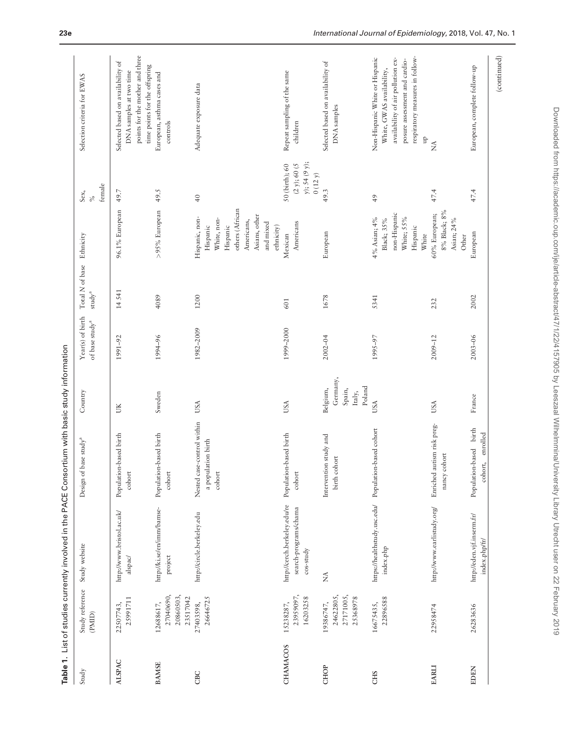**Table 1.** List of studies currently involved in the PACE Consortium with basic study information

| Study | Study reference (PMID) | Study website | Design of base study[a] | Country | Year(s) of birth of base study[a] | Total N of base study[a] | Ethnicity | Sex, % female | Selection criteria for EWAS |
|---|---|---|---|---|---|---|---|---|---|
| ALSPAC | 22507743, 25991711 | http://www.bristol.ac.uk/alspac/ | Population-based birth cohort | UK | 1991–92 | 14 541 | 96.1% European | 49.7 | Selected based on availability of DNA samples at two time points for the mother and three time points for the offspring |
| BAMSE | 12688617, 27040690, 20860503, 23517042 | http://ki.se/en/imm/bamse-project | Population-based birth cohort | Sweden | 1994–96 | 4089 | >95% European | 49.5 | European, asthma cases and controls |
| CBC | 27403598, 26646725 | http://circle.berkeley.edu | Nested case-control within a population birth cohort | USA | 1982–2009 | 1200 | Hispanic, non-Hispanic White, non-Hispanic others (African Americans, Asians, other and mixed ethnicity) | 40 | Adequate exposure data |
| CHAMACOS | 15238287, 23959097, 16203258 | http://cerch.berkeley.edu/research-programs/chamacos-study | Population-based birth cohort | USA | 1999–2000 | 601 | Mexican Americans | 50 (birth); 60 (2 y); 60 (5 y); 54 (9 y); 0 (12 y) | Repeat sampling of the same children |
| CHOP | 19386747, 24622805, 27171005, 25368978 | NA | Intervention study and birth cohort | Belgium, Germany, Spain, Italy, Poland | 2002–04 | 1678 | European | 49.3 | Selected based on availability of DNA samples |
| CHS | 16675435, 22896588 | https://healthstudy.usc.edu/index.php | Population-based cohort | USA | 1995–97 | 5341 | 4% Asian; 4% Black; 35% non-Hispanic White; 55% Hispanic White | 49 | Non-Hispanic White or Hispanic White, GWAS availability, availability of air pollution exposure assessment and cardio-respiratory measures in follow-up |
| EARLI | 22958474 | http://www.earlistudy.org/ | Enriched autism risk pregnancy cohort | USA | 2009–12 | 232 | 60% European; 8% Black; 8% Asian; 24% Other | 47.4 | NA |
| EDEN | 26283636 | http://eden.vjf.inserm.fr/index.php/fr/ | Population-based birth cohort, enrolled | France | 2003–06 | 2002 | European | 47.4 | European, complete follow-up |

(continued)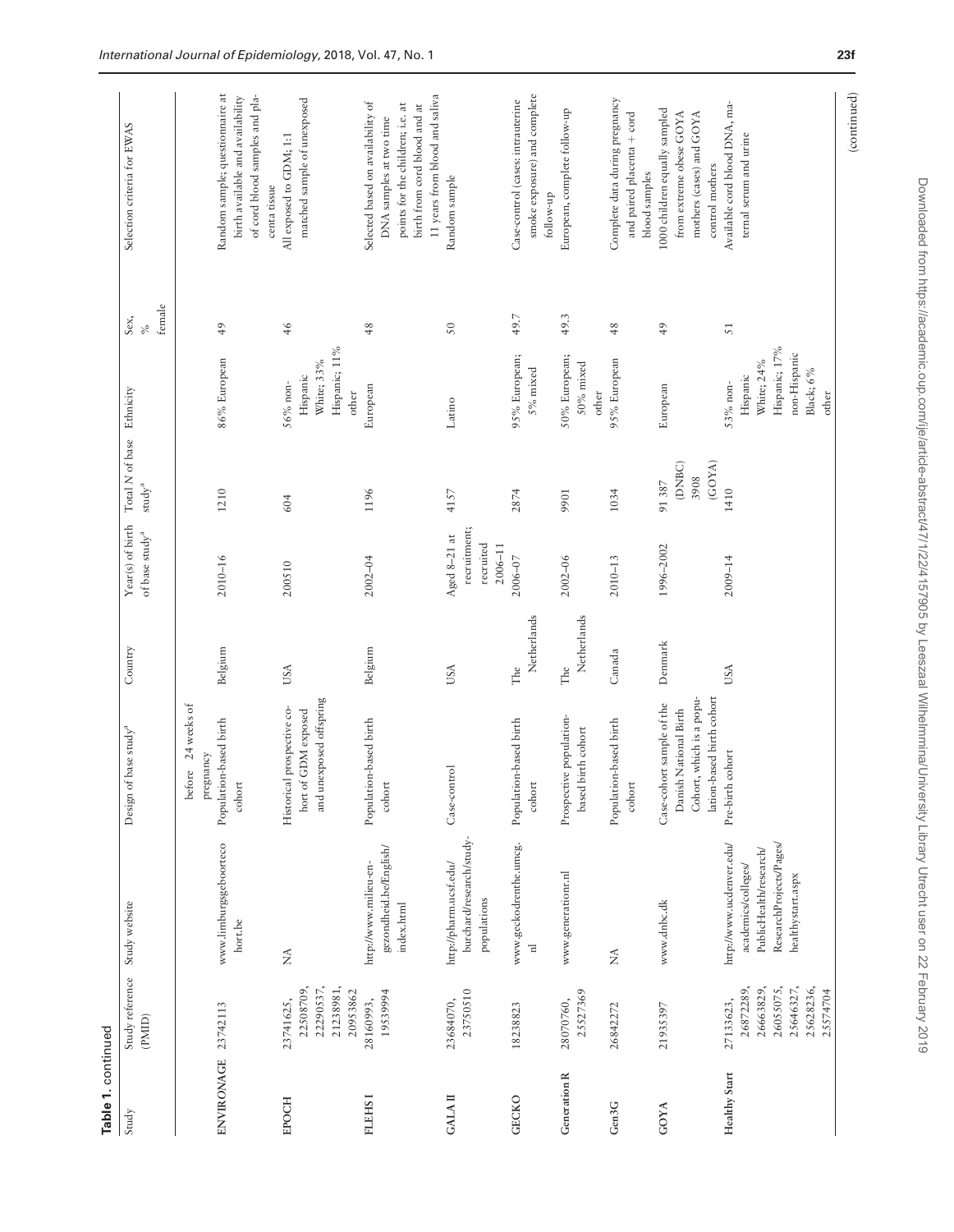**Table 1. continued**

| Study | Study reference (PMID) | Study website | Design of base study[a] | Country | Year(s) of birth of base study[a] | Total N of base study[a] | Ethnicity | Sex, % female | Selection criteria for EWAS |
|---|---|---|---|---|---|---|---|---|---|
| | | | before 24 weeks of pregnancy | | | | | | |
| ENVIRONAGE | 23742113 | www.limburgsgeboorteco hort.be | Population-based birth cohort | Belgium | 2010–16 | 1210 | 86% European | 49 | Random sample; questionnaire at birth available and availability of cord blood samples and placenta tissue |
| EPOCH | 23741625, 22508709, 22290537, 21238981, 20953862 | NA | Historical prospective cohort of GDM exposed and unexposed offspring | USA | 200510 | 604 | 56% non-Hispanic White; 33% Hispanic; 11% other | 46 | All exposed to GDM; 1:1 matched sample of unexposed |
| FLEHS I | 28160993, 19539994 | http://www.milieu-en-gezondheid.be/English/index.html | Population-based birth cohort | Belgium | 2002–04 | 1196 | European | 48 | Selected based on availability of DNA samples at two time points for the children; i.e. at birth from cord blood and at 11 years from blood and saliva |
| GALA II | 23684070, 23750510 | http://pharm.ucsf.edu/burchard/research/study-populations | Case-control | USA | Aged 8–21 at recruitment; recruited 2006–11 | 4157 | Latino | 50 | Random sample |
| GECKO | 18238823 | www.geckodrenthe.umcg.nl | Population-based birth cohort | The Netherlands | 2006–07 | 2874 | 95% European; 5% mixed | 49.7 | Case-control (cases: intrauterine smoke exposure) and complete follow-up |
| Generation R | 28070760, 25527369 | www.generationr.nl | Prospective population-based birth cohort | The Netherlands | 2002–06 | 9901 | 50% European; 50% mixed other | 49.3 | European, complete follow-up |
| Gen3G | 26842272 | NA | Population-based birth cohort | Canada | 2010–13 | 1034 | 95% European | 48 | Complete data during pregnancy and paired placenta + cord blood samples |
| GOYA | 21935397 | www.dnbc.dk | Case-cohort sample of the Danish National Birth Cohort, which is a population-based birth cohort | Denmark | 1996–2002 | 91 387 (DNBC) 3908 (GOYA) | European | 49 | 1000 children equally sampled from extreme obese GOYA mothers (cases) and GOYA control mothers |
| Healthy Start | 27133623, 26872289, 26663829, 26055075, 25646327, 25628236, 25574704 | http://www.ucdenver.edu/academics/colleges/PublicHealth/research/ResearchProjects/Pages/healthystart.aspx | Pre-birth cohort | USA | 2009–14 | 1410 | 53% non-Hispanic White; 24% Hispanic; 17% non-Hispanic Black; 6% other | 51 | Available cord blood DNA, maternal serum and urine |

(continued)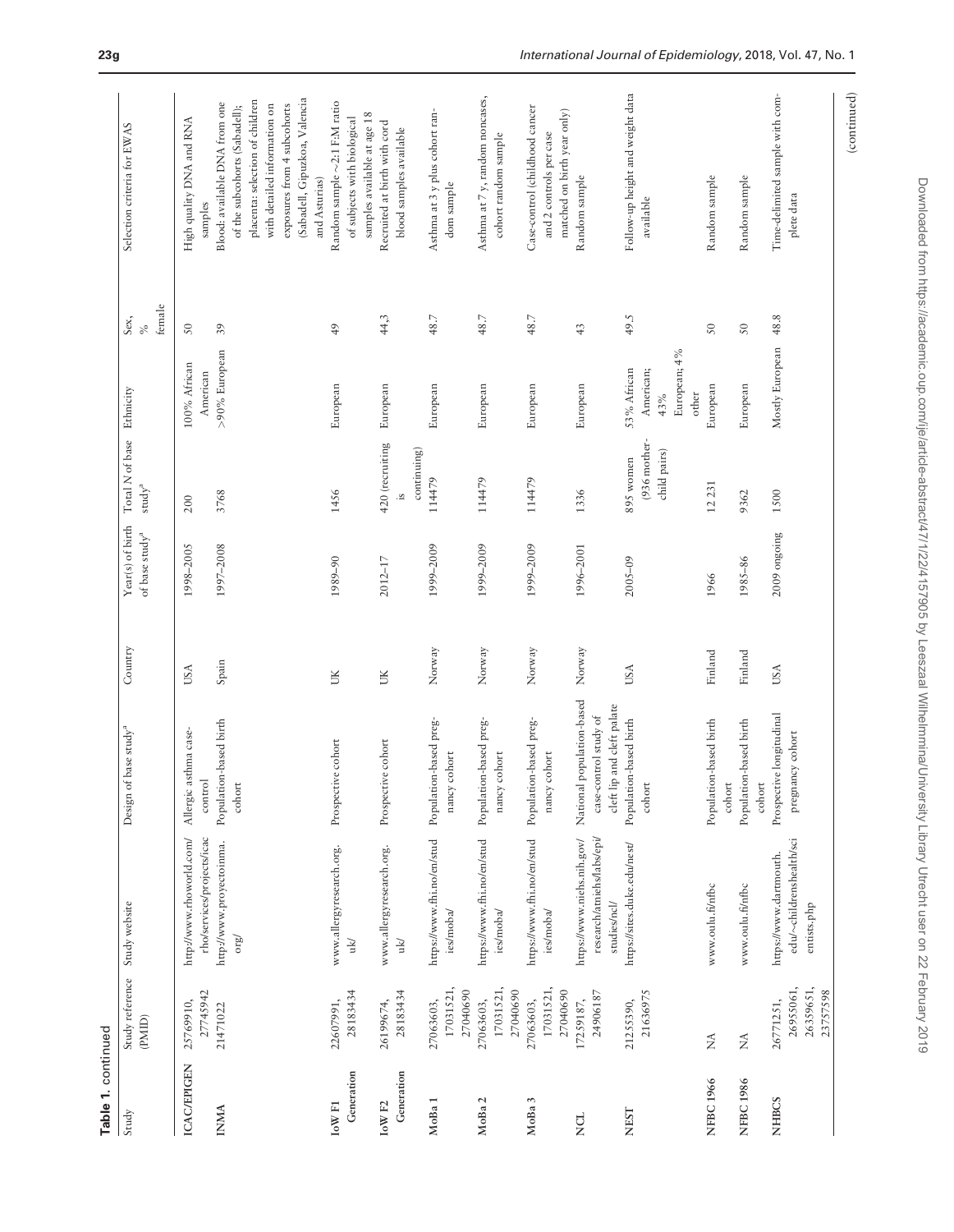**Table 1.** continued

| Study | Study reference (PMID) | Study website | Design of base study[a] | Country | Year(s) of birth of base study[a] | Total N of base study[a] | Ethnicity | Sex, % female | Selection criteria for EWAS |
|---|---|---|---|---|---|---|---|---|---|
| ICAC/EPIGEN | 25769910, 27745942 | http://www.rhoworld.com/rho/services/projects/icac | Allergic asthma case-control | USA | 1998–2005 | 200 | 100% African American | 50 | High quality DNA and RNA samples |
| INMA | 21471022 | http://www.proyectoinma.org/ | Population-based birth cohort | Spain | 1997–2008 | 3768 | >90% European | 39 | Blood: available DNA from one of the subcohorts (Sabadell); placenta: selection of children with detailed information on exposures from 4 subcohorts (Sabadell, Gipuzkoa, Valencia and Asturias) |
| IoW F1 Generation | 22607991, 28183434 | www.allergyresearch.org.uk/ | Prospective cohort | UK | 1989–90 | 1456 | European | 49 | Random sample ~2:1 F:M ratio of subjects with biological samples available at age 18 |
| IoW F2 Generation | 26199674, 28183434 | www.allergyresearch.org.uk/ | Prospective cohort | UK | 2012–17 | 420 (recruiting is continuing) | European | 44.3 | Recruited at birth with cord blood samples available |
| MoBa 1 | 27063603, 17031521, 27040690 | https://www.fhi.no/en/studies/moba/ | Population-based pregnancy cohort | Norway | 1999–2009 | 114479 | European | 48.7 | Asthma at 3 y plus cohort random sample |
| MoBa 2 | 27063603, 17031521, 27040690 | https://www.fhi.no/en/studies/moba/ | Population-based pregnancy cohort | Norway | 1999–2009 | 114479 | European | 48.7 | Asthma at 7 y, random noncases, cohort random sample |
| MoBa 3 | 27063603, 17031521, 27040690 | https://www.fhi.no/en/studies/moba/ | Population-based pregnancy cohort | Norway | 1999–2009 | 114479 | European | 48.7 | Case-control (childhood cancer and 2 controls per case matched on birth year only) |
| NCL | 17259187, 24906187 | https://www.niehs.nih.gov/research/atniehs/labs/epi/studies/ncl/ | National population-based case-control study of cleft lip and cleft palate | Norway | 1996–2001 | 1336 | European | 43 | Random sample |
| NEST | 21255390, 21636975 | https://sites.duke.edu/nest/ | Population-based birth cohort | USA | 2005–09 | 895 women (936 mother-child pairs) | 53% African American; 43% European; 4% other | 49.5 | Follow-up height and weight data available |
| NFBC 1966 | NA | www.oulu.fi/nfbc | Population-based birth cohort | Finland | 1966 | 12 231 | European | 50 | Random sample |
| NFBC 1986 | NA | www.oulu.fi/nfbc | Population-based birth cohort | Finland | 1985–86 | 9362 | European | 50 | Random sample |
| NHBCS | 26771251, 26955061, 26359651, 23757598 | https://www.dartmouth.edu/~childrenshealth/scientists.php | Prospective longitudinal pregnancy cohort | USA | 2009 ongoing | 1500 | Mostly European | 48.8 | Time-delimited sample with complete data |

(continued)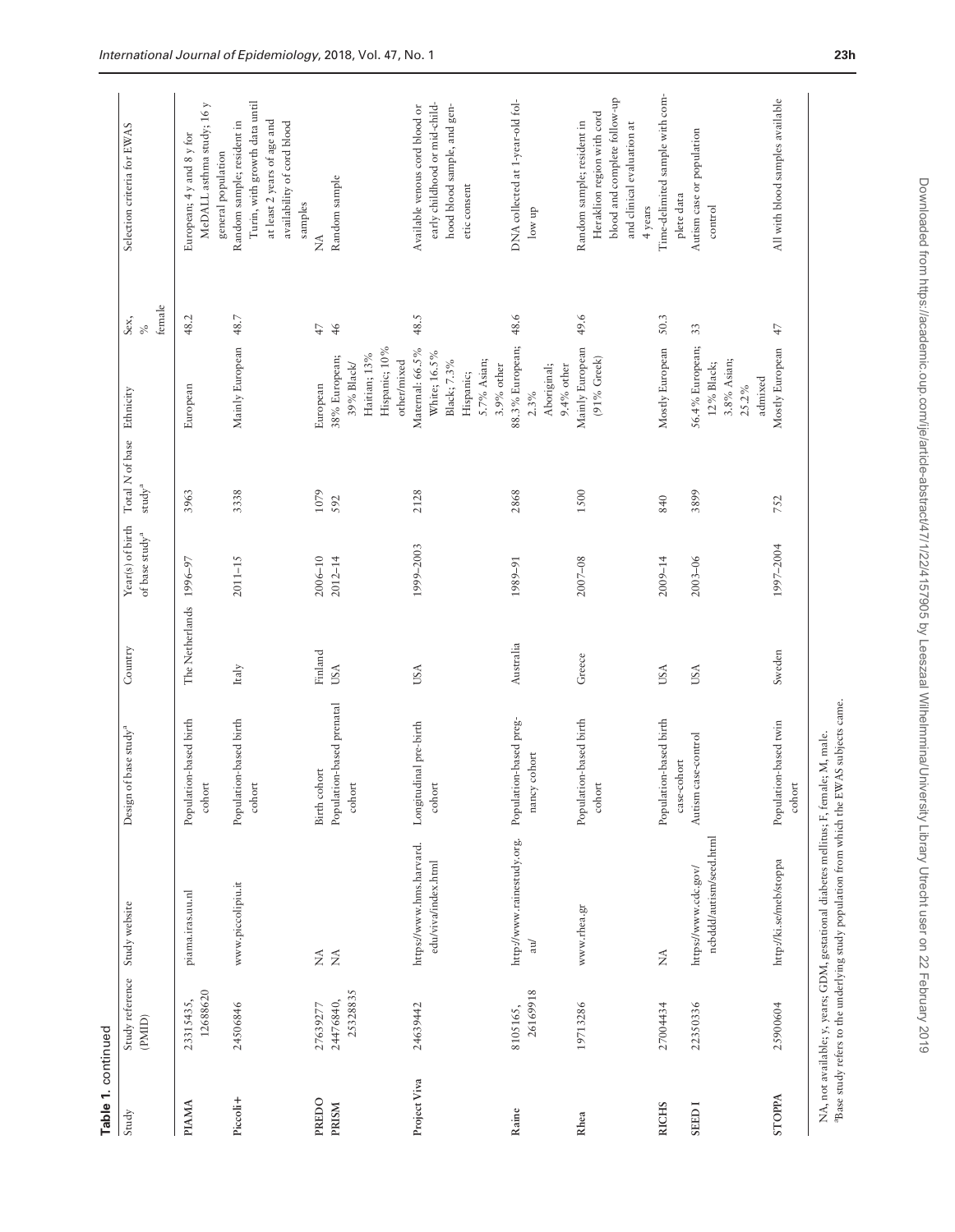**Table 1.** continued

| Study | Study reference (PMID) | Study website | Design of base study[a] | Country | Year(s) of birth of base study[a] | Total N of base study[a] | Ethnicity | Sex, % female | Selection criteria for EWAS |
|---|---|---|---|---|---|---|---|---|---|
| **PIAMA** | 23315435, 12688620 | piama.iras.uu.nl | Population-based birth cohort | The Netherlands | 1996–97 | 3963 | European | 48.2 | European; 4 y and 8 y for MeDALL asthma study; 16 y general population |
| **Piccoli+** | 24506846 | www.piccolipiu.it | Population-based birth cohort | Italy | 2011–15 | 3338 | Mainly European | 48.7 | Random sample; resident in Turin, with growth data until at least 2 years of age and availability of cord blood samples |
| **PREDO** | 27639277 | NA | Birth cohort | Finland | 2006–10 | 1079 | European | 47 | NA |
| **PRISM** | 24476840, 25328835 | NA | Population-based prenatal cohort | USA | 2012–14 | 592 | 38% European; 39% Black/Haitian; 13% Hispanic; 10% other/mixed | 46 | Random sample |
| **Project Viva** | 24639442 | https://www.hms.harvard.edu/viva/index.html | Longitudinal pre-birth cohort | USA | 1999–2003 | 2128 | Maternal: 66.5% White; 16.5% Black; 7.3% Hispanic; 5.7% Asian; 3.9% other | 48.5 | Available venous cord blood or early childhood or mid-childhood blood sample, and genetic consent |
| **Raine** | 8105165, 26169918 | http://www.rainestudy.org.au/ | Population-based pregnancy cohort | Australia | 1989–91 | 2868 | 88.3% European; 2.3% Aboriginal; 9.4% other | 48.6 | DNA collected at 1-year-old follow up |
| **Rhea** | 19713286 | www.rhea.gr | Population-based birth cohort | Greece | 2007–08 | 1500 | Mainly European (91% Greek) | 49.6 | Random sample; resident in Heraklion region with cord blood and complete follow-up and clinical evaluation at 4 years |
| **RICHS** | 27004434 | NA | Population-based birth case-cohort | USA | 2009–14 | 840 | Mostly European | 50.3 | Time-delimited sample with complete data |
| **SEED I** | 22350336 | https://www.cdc.gov/ncbddd/autism/seed.html | Autism case-control | USA | 2003–06 | 3899 | 56.4% European; 12% Black; 3.8% Asian; 25.2% admixed | 33 | Autism case or population control |
| **STOPPA** | 25900604 | http://ki.se/meb/stoppa | Population-based twin cohort | Sweden | 1997–2004 | 752 | Mostly European | 47 | All with blood samples available |

NA, not available; y, years; GDM, gestational diabetes mellitus; F, female; M, male.

[a]Base study refers to the underlying study population from which the EWAS subjects came.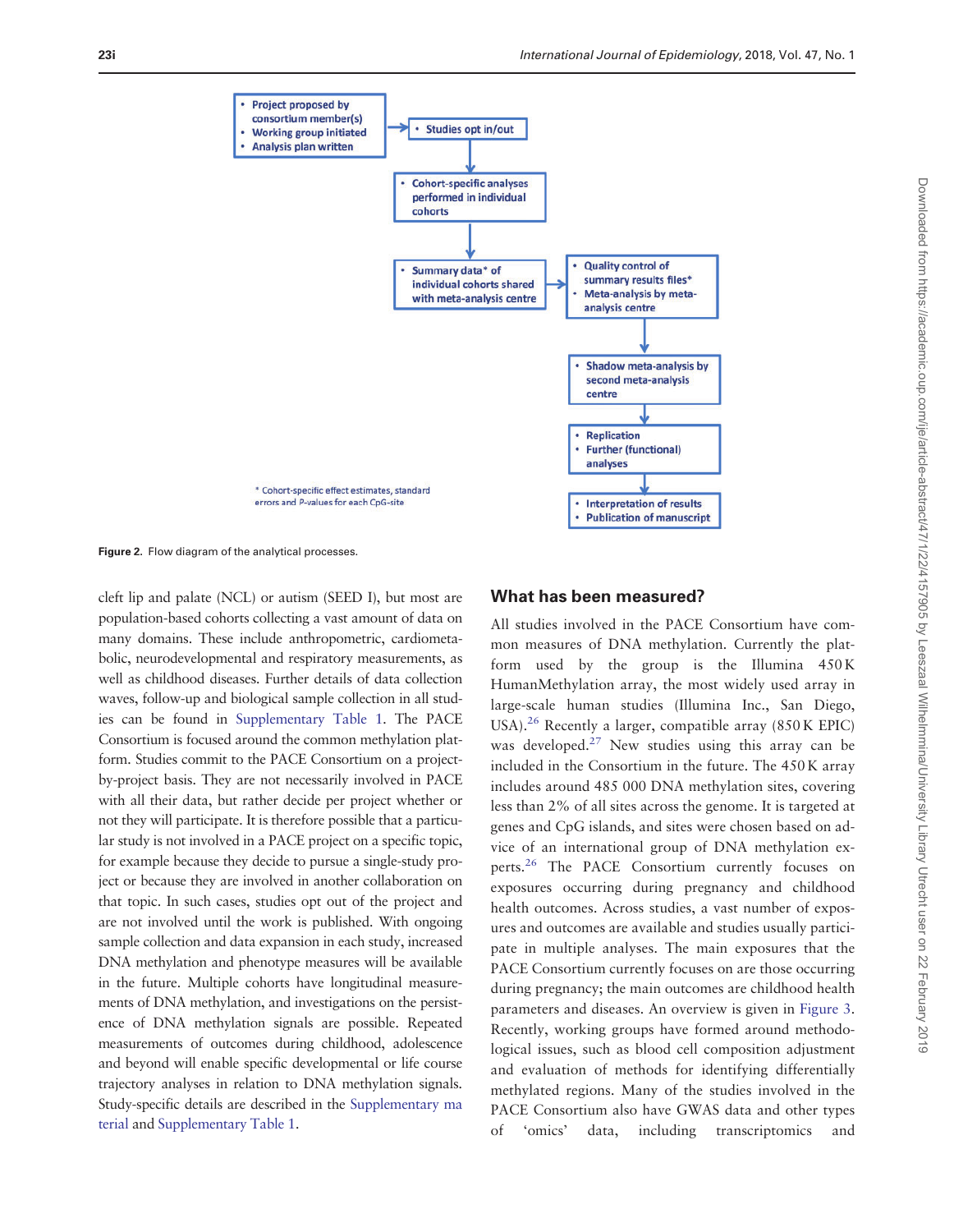- Project proposed by consortium member(s)
- Working group initiated
- Analysis plan written

→ Studies opt in/out

→ Cohort-specific analyses performed in individual cohorts

→ Summary data* of individual cohorts shared with meta-analysis centre

→ Quality control of summary results files* / Meta-analysis by meta-analysis centre

→ Shadow meta-analysis by second meta-analysis centre

→ Replication / Further (functional) analyses

→ Interpretation of results / Publication of manuscript

\* Cohort-specific effect estimates, standard errors and P-values for each CpG-site

**Figure 2.** Flow diagram of the analytical processes.

cleft lip and palate (NCL) or autism (SEED I), but most are population-based cohorts collecting a vast amount of data on many domains. These include anthropometric, cardiometabolic, neurodevelopmental and respiratory measurements, as well as childhood diseases. Further details of data collection waves, follow-up and biological sample collection in all studies can be found in Supplementary Table 1. The PACE Consortium is focused around the common methylation platform. Studies commit to the PACE Consortium on a project-by-project basis. They are not necessarily involved in PACE with all their data, but rather decide per project whether or not they will participate. It is therefore possible that a particular study is not involved in a PACE project on a specific topic, for example because they decide to pursue a single-study project or because they are involved in another collaboration on that topic. In such cases, studies opt out of the project and are not involved until the work is published. With ongoing sample collection and data expansion in each study, increased DNA methylation and phenotype measures will be available in the future. Multiple cohorts have longitudinal measurements of DNA methylation, and investigations on the persistence of DNA methylation signals are possible. Repeated measurements of outcomes during childhood, adolescence and beyond will enable specific developmental or life course trajectory analyses in relation to DNA methylation signals. Study-specific details are described in the Supplementary material and Supplementary Table 1.

## What has been measured?

All studies involved in the PACE Consortium have common measures of DNA methylation. Currently the platform used by the group is the Illumina 450 K HumanMethylation array, the most widely used array in large-scale human studies (Illumina Inc., San Diego, USA).[26] Recently a larger, compatible array (850 K EPIC) was developed.[27] New studies using this array can be included in the Consortium in the future. The 450 K array includes around 485 000 DNA methylation sites, covering less than 2% of all sites across the genome. It is targeted at genes and CpG islands, and sites were chosen based on advice of an international group of DNA methylation experts.[26] The PACE Consortium currently focuses on exposures occurring during pregnancy and childhood health outcomes. Across studies, a vast number of exposures and outcomes are available and studies usually participate in multiple analyses. The main exposures that the PACE Consortium currently focuses on are those occurring during pregnancy; the main outcomes are childhood health parameters and diseases. An overview is given in Figure 3. Recently, working groups have formed around methodological issues, such as blood cell composition adjustment and evaluation of methods for identifying differentially methylated regions. Many of the studies involved in the PACE Consortium also have GWAS data and other types of 'omics' data, including transcriptomics and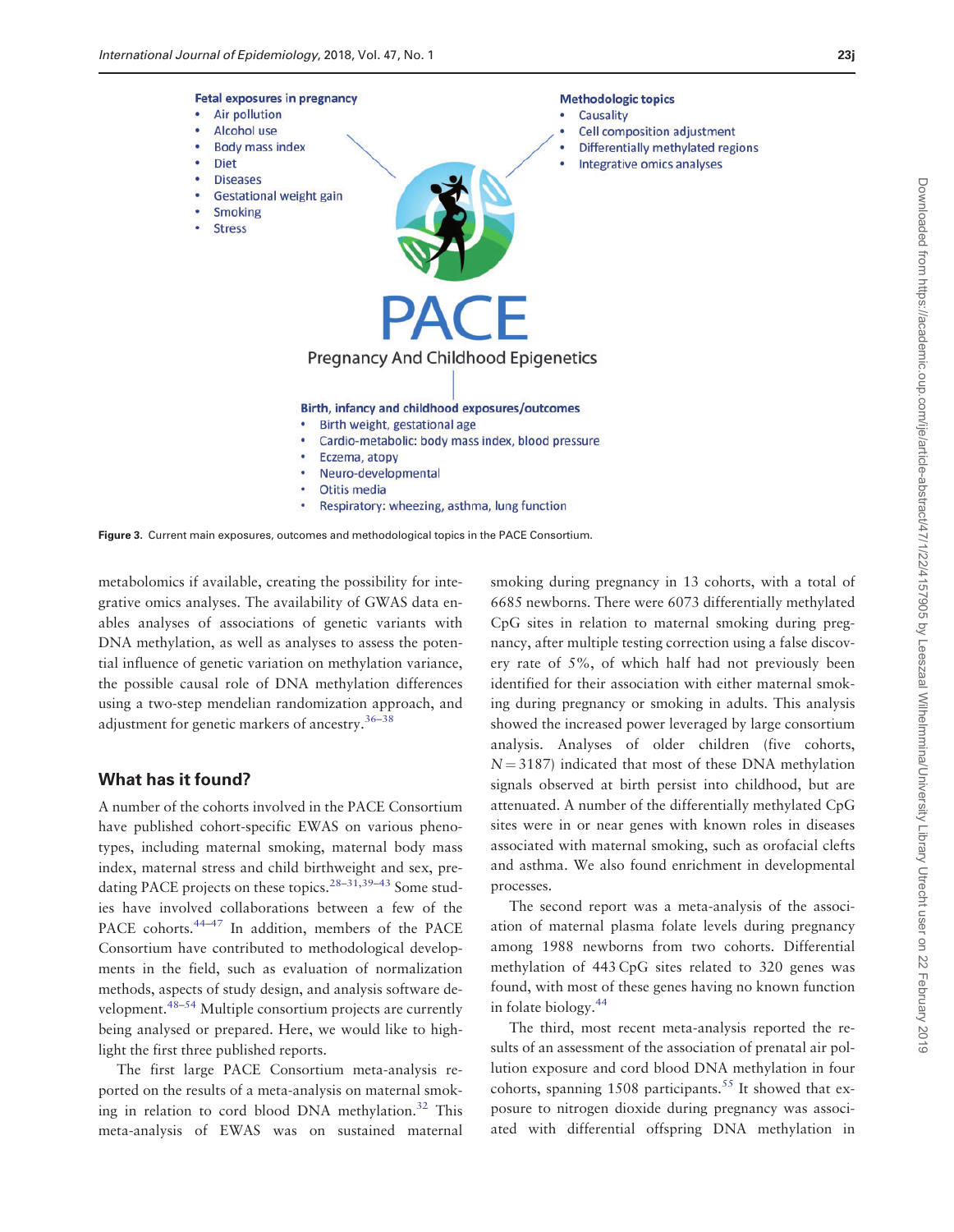**Fetal exposures in pregnancy**
- Air pollution
- Alcohol use
- Body mass index
- Diet
- Diseases
- Gestational weight gain
- Smoking
- Stress

**Methodologic topics**
- Causality
- Cell composition adjustment
- Differentially methylated regions
- Integrative omics analyses

**PACE**
Pregnancy And Childhood Epigenetics

**Birth, infancy and childhood exposures/outcomes**
- Birth weight, gestational age
- Cardio-metabolic: body mass index, blood pressure
- Eczema, atopy
- Neuro-developmental
- Otitis media
- Respiratory: wheezing, asthma, lung function

Figure 3. Current main exposures, outcomes and methodological topics in the PACE Consortium.

metabolomics if available, creating the possibility for integrative omics analyses. The availability of GWAS data enables analyses of associations of genetic variants with DNA methylation, as well as analyses to assess the potential influence of genetic variation on methylation variance, the possible causal role of DNA methylation differences using a two-step mendelian randomization approach, and adjustment for genetic markers of ancestry.[36–38]

## What has it found?

A number of the cohorts involved in the PACE Consortium have published cohort-specific EWAS on various phenotypes, including maternal smoking, maternal body mass index, maternal stress and child birthweight and sex, predating PACE projects on these topics.[28–31,39–43] Some studies have involved collaborations between a few of the PACE cohorts.[44–47] In addition, members of the PACE Consortium have contributed to methodological developments in the field, such as evaluation of normalization methods, aspects of study design, and analysis software development.[48–54] Multiple consortium projects are currently being analysed or prepared. Here, we would like to highlight the first three published reports.

The first large PACE Consortium meta-analysis reported on the results of a meta-analysis on maternal smoking in relation to cord blood DNA methylation.[32] This meta-analysis of EWAS was on sustained maternal smoking during pregnancy in 13 cohorts, with a total of 6685 newborns. There were 6073 differentially methylated CpG sites in relation to maternal smoking during pregnancy, after multiple testing correction using a false discovery rate of 5%, of which half had not previously been identified for their association with either maternal smoking during pregnancy or smoking in adults. This analysis showed the increased power leveraged by large consortium analysis. Analyses of older children (five cohorts, $N = 3187$) indicated that most of these DNA methylation signals observed at birth persist into childhood, but are attenuated. A number of the differentially methylated CpG sites were in or near genes with known roles in diseases associated with maternal smoking, such as orofacial clefts and asthma. We also found enrichment in developmental processes.

The second report was a meta-analysis of the association of maternal plasma folate levels during pregnancy among 1988 newborns from two cohorts. Differential methylation of 443 CpG sites related to 320 genes was found, with most of these genes having no known function in folate biology.[44]

The third, most recent meta-analysis reported the results of an assessment of the association of prenatal air pollution exposure and cord blood DNA methylation in four cohorts, spanning 1508 participants.[55] It showed that exposure to nitrogen dioxide during pregnancy was associated with differential offspring DNA methylation in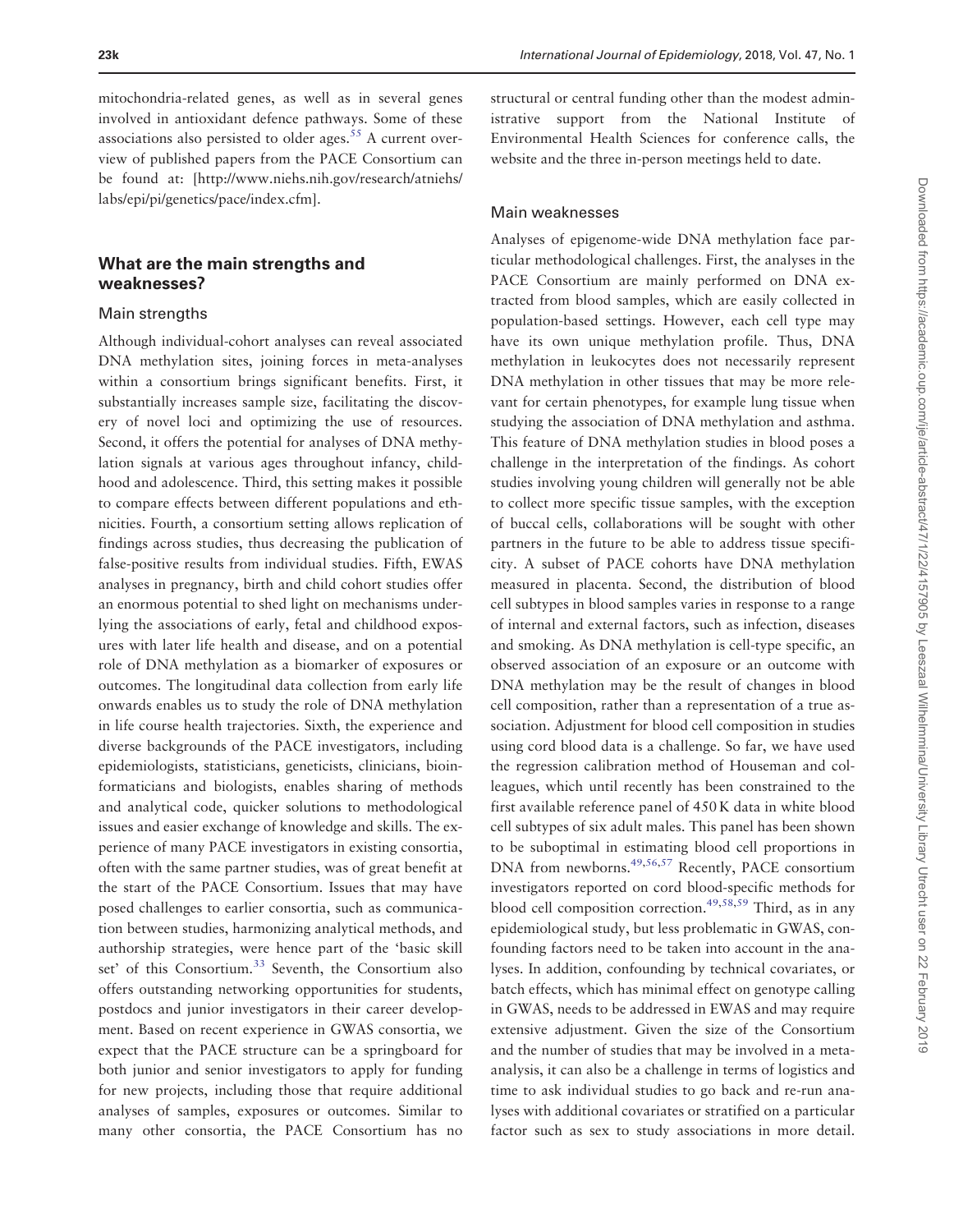mitochondria-related genes, as well as in several genes involved in antioxidant defence pathways. Some of these associations also persisted to older ages.[55] A current overview of published papers from the PACE Consortium can be found at: [http://www.niehs.nih.gov/research/atniehs/labs/epi/pi/genetics/pace/index.cfm].

## What are the main strengths and weaknesses?

### Main strengths

Although individual-cohort analyses can reveal associated DNA methylation sites, joining forces in meta-analyses within a consortium brings significant benefits. First, it substantially increases sample size, facilitating the discovery of novel loci and optimizing the use of resources. Second, it offers the potential for analyses of DNA methylation signals at various ages throughout infancy, childhood and adolescence. Third, this setting makes it possible to compare effects between different populations and ethnicities. Fourth, a consortium setting allows replication of findings across studies, thus decreasing the publication of false-positive results from individual studies. Fifth, EWAS analyses in pregnancy, birth and child cohort studies offer an enormous potential to shed light on mechanisms underlying the associations of early, fetal and childhood exposures with later life health and disease, and on a potential role of DNA methylation as a biomarker of exposures or outcomes. The longitudinal data collection from early life onwards enables us to study the role of DNA methylation in life course health trajectories. Sixth, the experience and diverse backgrounds of the PACE investigators, including epidemiologists, statisticians, geneticists, clinicians, bioinformaticians and biologists, enables sharing of methods and analytical code, quicker solutions to methodological issues and easier exchange of knowledge and skills. The experience of many PACE investigators in existing consortia, often with the same partner studies, was of great benefit at the start of the PACE Consortium. Issues that may have posed challenges to earlier consortia, such as communication between studies, harmonizing analytical methods, and authorship strategies, were hence part of the 'basic skill set' of this Consortium.[33] Seventh, the Consortium also offers outstanding networking opportunities for students, postdocs and junior investigators in their career development. Based on recent experience in GWAS consortia, we expect that the PACE structure can be a springboard for both junior and senior investigators to apply for funding for new projects, including those that require additional analyses of samples, exposures or outcomes. Similar to many other consortia, the PACE Consortium has no structural or central funding other than the modest administrative support from the National Institute of Environmental Health Sciences for conference calls, the website and the three in-person meetings held to date.

### Main weaknesses

Analyses of epigenome-wide DNA methylation face particular methodological challenges. First, the analyses in the PACE Consortium are mainly performed on DNA extracted from blood samples, which are easily collected in population-based settings. However, each cell type may have its own unique methylation profile. Thus, DNA methylation in leukocytes does not necessarily represent DNA methylation in other tissues that may be more relevant for certain phenotypes, for example lung tissue when studying the association of DNA methylation and asthma. This feature of DNA methylation studies in blood poses a challenge in the interpretation of the findings. As cohort studies involving young children will generally not be able to collect more specific tissue samples, with the exception of buccal cells, collaborations will be sought with other partners in the future to be able to address tissue specificity. A subset of PACE cohorts have DNA methylation measured in placenta. Second, the distribution of blood cell subtypes in blood samples varies in response to a range of internal and external factors, such as infection, diseases and smoking. As DNA methylation is cell-type specific, an observed association of an exposure or an outcome with DNA methylation may be the result of changes in blood cell composition, rather than a representation of a true association. Adjustment for blood cell composition in studies using cord blood data is a challenge. So far, we have used the regression calibration method of Houseman and colleagues, which until recently has been constrained to the first available reference panel of 450 K data in white blood cell subtypes of six adult males. This panel has been shown to be suboptimal in estimating blood cell proportions in DNA from newborns.[49,56,57] Recently, PACE consortium investigators reported on cord blood-specific methods for blood cell composition correction.[49,58,59] Third, as in any epidemiological study, but less problematic in GWAS, confounding factors need to be taken into account in the analyses. In addition, confounding by technical covariates, or batch effects, which has minimal effect on genotype calling in GWAS, needs to be addressed in EWAS and may require extensive adjustment. Given the size of the Consortium and the number of studies that may be involved in a meta-analysis, it can also be a challenge in terms of logistics and time to ask individual studies to go back and re-run analyses with additional covariates or stratified on a particular factor such as sex to study associations in more detail.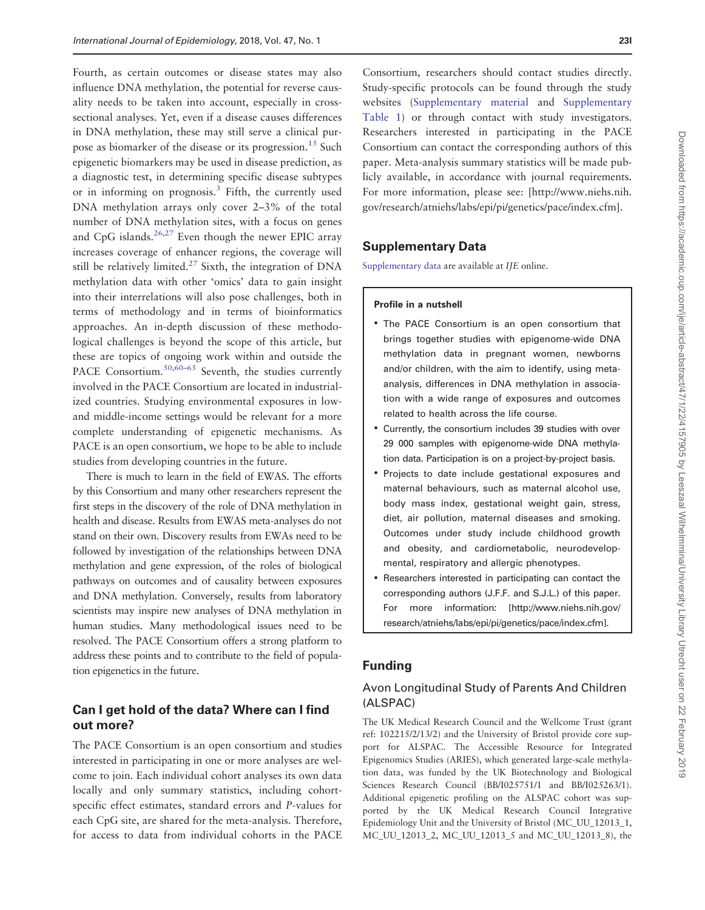Fourth, as certain outcomes or disease states may also influence DNA methylation, the potential for reverse causality needs to be taken into account, especially in cross-sectional analyses. Yet, even if a disease causes differences in DNA methylation, these may still serve a clinical purpose as biomarker of the disease or its progression.[15] Such epigenetic biomarkers may be used in disease prediction, as a diagnostic test, in determining specific disease subtypes or in informing on prognosis.[3] Fifth, the currently used DNA methylation arrays only cover 2–3% of the total number of DNA methylation sites, with a focus on genes and CpG islands.[26,27] Even though the newer EPIC array increases coverage of enhancer regions, the coverage will still be relatively limited.[27] Sixth, the integration of DNA methylation data with other 'omics' data to gain insight into their interrelations will also pose challenges, both in terms of methodology and in terms of bioinformatics approaches. An in-depth discussion of these methodological challenges is beyond the scope of this article, but these are topics of ongoing work within and outside the PACE Consortium.[50,60–63] Seventh, the studies currently involved in the PACE Consortium are located in industrialized countries. Studying environmental exposures in low- and middle-income settings would be relevant for a more complete understanding of epigenetic mechanisms. As PACE is an open consortium, we hope to be able to include studies from developing countries in the future.

There is much to learn in the field of EWAS. The efforts by this Consortium and many other researchers represent the first steps in the discovery of the role of DNA methylation in health and disease. Results from EWAS meta-analyses do not stand on their own. Discovery results from EWAs need to be followed by investigation of the relationships between DNA methylation and gene expression, of the roles of biological pathways on outcomes and of causality between exposures and DNA methylation. Conversely, results from laboratory scientists may inspire new analyses of DNA methylation in human studies. Many methodological issues need to be resolved. The PACE Consortium offers a strong platform to address these points and to contribute to the field of population epigenetics in the future.

## Can I get hold of the data? Where can I find out more?

The PACE Consortium is an open consortium and studies interested in participating in one or more analyses are welcome to join. Each individual cohort analyses its own data locally and only summary statistics, including cohort-specific effect estimates, standard errors and *P*-values for each CpG site, are shared for the meta-analysis. Therefore, for access to data from individual cohorts in the PACE Consortium, researchers should contact studies directly. Study-specific protocols can be found through the study websites (Supplementary material and Supplementary Table 1) or through contact with study investigators. Researchers interested in participating in the PACE Consortium can contact the corresponding authors of this paper. Meta-analysis summary statistics will be made publicly available, in accordance with journal requirements. For more information, please see: [http://www.niehs.nih.gov/research/atniehs/labs/epi/pi/genetics/pace/index.cfm].

## Supplementary Data

Supplementary data are available at *IJE* online.

**Profile in a nutshell**

- The PACE Consortium is an open consortium that brings together studies with epigenome-wide DNA methylation data in pregnant women, newborns and/or children, with the aim to identify, using meta-analysis, differences in DNA methylation in association with a wide range of exposures and outcomes related to health across the life course.
- Currently, the consortium includes 39 studies with over 29 000 samples with epigenome-wide DNA methylation data. Participation is on a project-by-project basis.
- Projects to date include gestational exposures and maternal behaviours, such as maternal alcohol use, body mass index, gestational weight gain, stress, diet, air pollution, maternal diseases and smoking. Outcomes under study include childhood growth and obesity, and cardiometabolic, neurodevelopmental, respiratory and allergic phenotypes.
- Researchers interested in participating can contact the corresponding authors (J.F.F. and S.J.L.) of this paper. For more information: [http://www.niehs.nih.gov/research/atniehs/labs/epi/pi/genetics/pace/index.cfm].

## Funding

### Avon Longitudinal Study of Parents And Children (ALSPAC)

The UK Medical Research Council and the Wellcome Trust (grant ref: 102215/2/13/2) and the University of Bristol provide core support for ALSPAC. The Accessible Resource for Integrated Epigenomics Studies (ARIES), which generated large-scale methylation data, was funded by the UK Biotechnology and Biological Sciences Research Council (BB/I025751/1 and BB/I025263/1). Additional epigenetic profiling on the ALSPAC cohort was supported by the UK Medical Research Council Integrative Epidemiology Unit and the University of Bristol (MC_UU_12013_1, MC_UU_12013_2, MC_UU_12013_5 and MC_UU_12013_8), the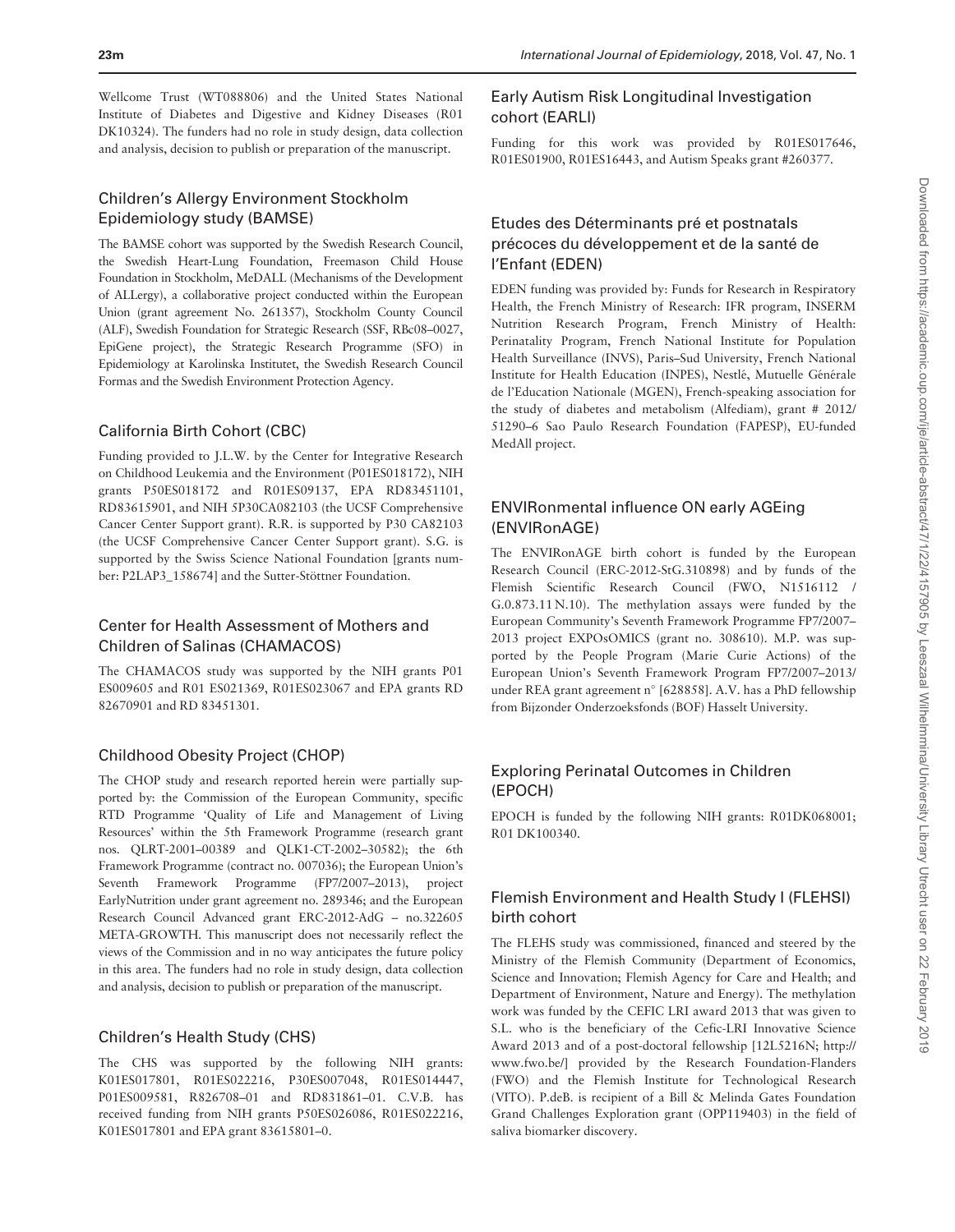Wellcome Trust (WT088806) and the United States National Institute of Diabetes and Digestive and Kidney Diseases (R01 DK10324). The funders had no role in study design, data collection and analysis, decision to publish or preparation of the manuscript.

## Children's Allergy Environment Stockholm Epidemiology study (BAMSE)

The BAMSE cohort was supported by the Swedish Research Council, the Swedish Heart-Lung Foundation, Freemason Child House Foundation in Stockholm, MeDALL (Mechanisms of the Development of ALLergy), a collaborative project conducted within the European Union (grant agreement No. 261357), Stockholm County Council (ALF), Swedish Foundation for Strategic Research (SSF, RBc08–0027, EpiGene project), the Strategic Research Programme (SFO) in Epidemiology at Karolinska Institutet, the Swedish Research Council Formas and the Swedish Environment Protection Agency.

## California Birth Cohort (CBC)

Funding provided to J.L.W. by the Center for Integrative Research on Childhood Leukemia and the Environment (P01ES018172), NIH grants P50ES018172 and R01ES09137, EPA RD83451101, RD83615901, and NIH 5P30CA082103 (the UCSF Comprehensive Cancer Center Support grant). R.R. is supported by P30 CA82103 (the UCSF Comprehensive Cancer Center Support grant). S.G. is supported by the Swiss Science National Foundation [grants number: P2LAP3_158674] and the Sutter-Stöttner Foundation.

## Center for Health Assessment of Mothers and Children of Salinas (CHAMACOS)

The CHAMACOS study was supported by the NIH grants P01 ES009605 and R01 ES021369, R01ES023067 and EPA grants RD 82670901 and RD 83451301.

## Childhood Obesity Project (CHOP)

The CHOP study and research reported herein were partially supported by: the Commission of the European Community, specific RTD Programme 'Quality of Life and Management of Living Resources' within the 5th Framework Programme (research grant nos. QLRT-2001–00389 and QLK1-CT-2002–30582); the 6th Framework Programme (contract no. 007036); the European Union's Seventh Framework Programme (FP7/2007–2013), project EarlyNutrition under grant agreement no. 289346; and the European Research Council Advanced grant ERC-2012-AdG – no.322605 META-GROWTH. This manuscript does not necessarily reflect the views of the Commission and in no way anticipates the future policy in this area. The funders had no role in study design, data collection and analysis, decision to publish or preparation of the manuscript.

## Children's Health Study (CHS)

The CHS was supported by the following NIH grants: K01ES017801, R01ES022216, P30ES007048, R01ES014447, P01ES009581, R826708–01 and RD831861–01. C.V.B. has received funding from NIH grants P50ES026086, R01ES022216, K01ES017801 and EPA grant 83615801–0.

## Early Autism Risk Longitudinal Investigation cohort (EARLI)

Funding for this work was provided by R01ES017646, R01ES01900, R01ES16443, and Autism Speaks grant #260377.

## Etudes des Déterminants pré et postnatals précoces du développement et de la santé de l'Enfant (EDEN)

EDEN funding was provided by: Funds for Research in Respiratory Health, the French Ministry of Research: IFR program, INSERM Nutrition Research Program, French Ministry of Health: Perinatality Program, French National Institute for Population Health Surveillance (INVS), Paris–Sud University, French National Institute for Health Education (INPES), Nestlé, Mutuelle Générale de l'Education Nationale (MGEN), French-speaking association for the study of diabetes and metabolism (Alfediam), grant # 2012/51290–6 Sao Paulo Research Foundation (FAPESP), EU-funded MedAll project.

## ENVIRonmental influence ON early AGEing (ENVIRonAGE)

The ENVIRonAGE birth cohort is funded by the European Research Council (ERC-2012-StG.310898) and by funds of the Flemish Scientific Research Council (FWO, N1516112 / G.0.873.11 N.10). The methylation assays were funded by the European Community's Seventh Framework Programme FP7/2007–2013 project EXPOsOMICS (grant no. 308610). M.P. was supported by the People Program (Marie Curie Actions) of the European Union's Seventh Framework Program FP7/2007–2013/ under REA grant agreement n° [628858]. A.V. has a PhD fellowship from Bijzonder Onderzoeksfonds (BOF) Hasselt University.

## Exploring Perinatal Outcomes in Children (EPOCH)

EPOCH is funded by the following NIH grants: R01DK068001; R01 DK100340.

## Flemish Environment and Health Study I (FLEHSI) birth cohort

The FLEHS study was commissioned, financed and steered by the Ministry of the Flemish Community (Department of Economics, Science and Innovation; Flemish Agency for Care and Health; and Department of Environment, Nature and Energy). The methylation work was funded by the CEFIC LRI award 2013 that was given to S.L. who is the beneficiary of the Cefic-LRI Innovative Science Award 2013 and of a post-doctoral fellowship [12L5216N; http://www.fwo.be/] provided by the Research Foundation-Flanders (FWO) and the Flemish Institute for Technological Research (VITO). P.deB. is recipient of a Bill & Melinda Gates Foundation Grand Challenges Exploration grant (OPP119403) in the field of saliva biomarker discovery.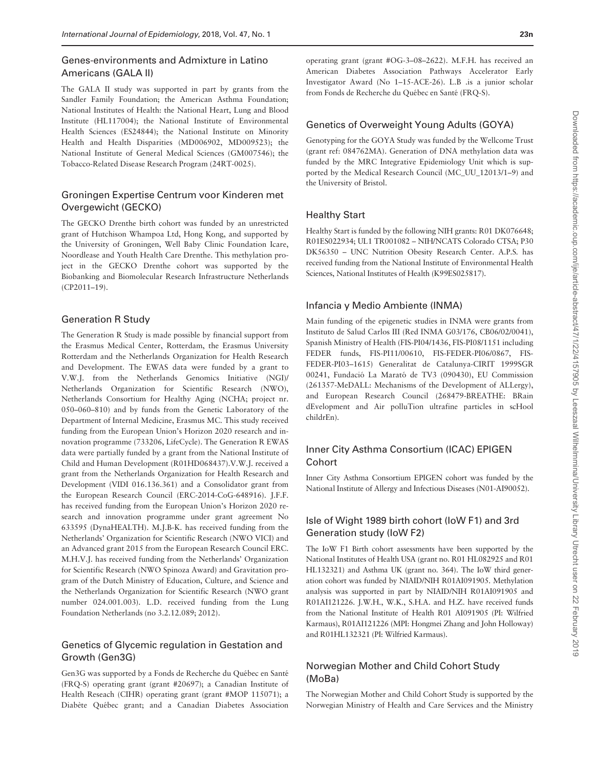### Genes-environments and Admixture in Latino Americans (GALA II)

The GALA II study was supported in part by grants from the Sandler Family Foundation; the American Asthma Foundation; National Institutes of Health: the National Heart, Lung and Blood Institute (HL117004); the National Institute of Environmental Health Sciences (ES24844); the National Institute on Minority Health and Health Disparities (MD006902, MD009523); the National Institute of General Medical Sciences (GM007546); the Tobacco-Related Disease Research Program (24RT-0025).

### Groningen Expertise Centrum voor Kinderen met Overgewicht (GECKO)

The GECKO Drenthe birth cohort was funded by an unrestricted grant of Hutchison Whampoa Ltd, Hong Kong, and supported by the University of Groningen, Well Baby Clinic Foundation Icare, Noordlease and Youth Health Care Drenthe. This methylation project in the GECKO Drenthe cohort was supported by the Biobanking and Biomolecular Research Infrastructure Netherlands (CP2011–19).

### Generation R Study

The Generation R Study is made possible by financial support from the Erasmus Medical Center, Rotterdam, the Erasmus University Rotterdam and the Netherlands Organization for Health Research and Development. The EWAS data were funded by a grant to V.W.J. from the Netherlands Genomics Initiative (NGI)/ Netherlands Organization for Scientific Research (NWO), Netherlands Consortium for Healthy Aging (NCHA; project nr. 050–060–810) and by funds from the Genetic Laboratory of the Department of Internal Medicine, Erasmus MC. This study received funding from the European Union's Horizon 2020 research and innovation programme (733206, LifeCycle). The Generation R EWAS data were partially funded by a grant from the National Institute of Child and Human Development (R01HD068437).V.W.J. received a grant from the Netherlands Organization for Health Research and Development (VIDI 016.136.361) and a Consolidator grant from the European Research Council (ERC-2014-CoG-648916). J.F.F. has received funding from the European Union's Horizon 2020 research and innovation programme under grant agreement No 633595 (DynaHEALTH). M.J.B-K. has received funding from the Netherlands' Organization for Scientific Research (NWO VICI) and an Advanced grant 2015 from the European Research Council ERC. M.H.V.J. has received funding from the Netherlands' Organization for Scientific Research (NWO Spinoza Award) and Gravitation program of the Dutch Ministry of Education, Culture, and Science and the Netherlands Organization for Scientific Research (NWO grant number 024.001.003). L.D. received funding from the Lung Foundation Netherlands (no 3.2.12.089; 2012).

### Genetics of Glycemic regulation in Gestation and Growth (Gen3G)

Gen3G was supported by a Fonds de Recherche du Québec en Santé (FRQ-S) operating grant (grant #20697); a Canadian Institute of Health Reseach (CIHR) operating grant (grant #MOP 115071); a Diabète Québec grant; and a Canadian Diabetes Association operating grant (grant #OG-3–08–2622). M.F.H. has received an American Diabetes Association Pathways Accelerator Early Investigator Award (No 1–15-ACE-26). L.B .is a junior scholar from Fonds de Recherche du Québec en Santé (FRQ-S).

### Genetics of Overweight Young Adults (GOYA)

Genotyping for the GOYA Study was funded by the Wellcome Trust (grant ref: 084762MA). Generation of DNA methylation data was funded by the MRC Integrative Epidemiology Unit which is supported by the Medical Research Council (MC_UU_12013/1–9) and the University of Bristol.

### Healthy Start

Healthy Start is funded by the following NIH grants: R01 DK076648; R01ES022934; UL1 TR001082 – NIH/NCATS Colorado CTSA; P30 DK56350 – UNC Nutrition Obesity Research Center. A.P.S. has received funding from the National Institute of Environmental Health Sciences, National Institutes of Health (K99ES025817).

### Infancia y Medio Ambiente (INMA)

Main funding of the epigenetic studies in INMA were grants from Instituto de Salud Carlos III (Red INMA G03/176, CB06/02/0041), Spanish Ministry of Health (FIS-PI04/1436, FIS-PI08/1151 including FEDER funds, FIS-PI11/00610, FIS-FEDER-PI06/0867, FIS-FEDER-PI03–1615) Generalitat de Catalunya-CIRIT 1999SGR 00241, Fundació La Marató de TV3 (090430), EU Commission (261357-MeDALL: Mechanisms of the Development of ALLergy), and European Research Council (268479-BREATHE: BRain dEvelopment and Air polluTion ultrafine particles in scHool childrEn).

### Inner City Asthma Consortium (ICAC) EPIGEN Cohort

Inner City Asthma Consortium EPIGEN cohort was funded by the National Institute of Allergy and Infectious Diseases (N01-AI90052).

### Isle of Wight 1989 birth cohort (IoW F1) and 3rd Generation study (IoW F2)

The IoW F1 Birth cohort assessments have been supported by the National Institutes of Health USA (grant no. R01 HL082925 and R01 HL132321) and Asthma UK (grant no. 364). The IoW third generation cohort was funded by NIAID/NIH R01AI091905. Methylation analysis was supported in part by NIAID/NIH R01AI091905 and R01AI121226. J.W.H., W.K., S.H.A. and H.Z. have received funds from the National Institute of Health R01 AI091905 (PI: Wilfried Karmaus), R01AI121226 (MPI: Hongmei Zhang and John Holloway) and R01HL132321 (PI: Wilfried Karmaus).

### Norwegian Mother and Child Cohort Study (MoBa)

The Norwegian Mother and Child Cohort Study is supported by the Norwegian Ministry of Health and Care Services and the Ministry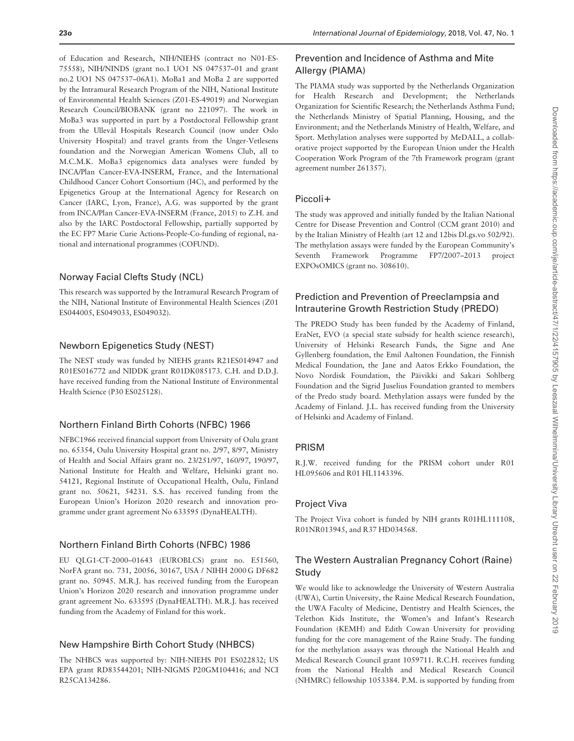of Education and Research, NIH/NIEHS (contract no N01-ES-75558), NIH/NINDS (grant no.1 UO1 NS 047537–01 and grant no.2 UO1 NS 047537–06A1). MoBa1 and MoBa 2 are supported by the Intramural Research Program of the NIH, National Institute of Environmental Health Sciences (Z01-ES-49019) and Norwegian Research Council/BIOBANK (grant no 221097). The work in MoBa3 was supported in part by a Postdoctoral Fellowship grant from the Ullevål Hospitals Research Council (now under Oslo University Hospital) and travel grants from the Unger-Vetlesens foundation and the Norwegian American Womens Club, all to M.C.M.K. MoBa3 epigenomics data analyses were funded by INCA/Plan Cancer-EVA-INSERM, France, and the International Childhood Cancer Cohort Consortium (I4C), and performed by the Epigenetics Group at the International Agency for Research on Cancer (IARC, Lyon, France), A.G. was supported by the grant from INCA/Plan Cancer-EVA-INSERM (France, 2015) to Z.H. and also by the IARC Postdoctoral Fellowship, partially supported by the EC FP7 Marie Curie Actions-People-Co-funding of regional, national and international programmes (COFUND).

## Norway Facial Clefts Study (NCL)

This research was supported by the Intramural Research Program of the NIH, National Institute of Environmental Health Sciences (Z01 ES044005, ES049033, ES049032).

## Newborn Epigenetics Study (NEST)

The NEST study was funded by NIEHS grants R21ES014947 and R01ES016772 and NIDDK grant R01DK085173. C.H. and D.D.J. have received funding from the National Institute of Environmental Health Science (P30 ES025128).

## Northern Finland Birth Cohorts (NFBC) 1966

NFBC1966 received financial support from University of Oulu grant no. 65354, Oulu University Hospital grant no. 2/97, 8/97, Ministry of Health and Social Affairs grant no. 23/251/97, 160/97, 190/97, National Institute for Health and Welfare, Helsinki grant no. 54121, Regional Institute of Occupational Health, Oulu, Finland grant no. 50621, 54231. S.S. has received funding from the European Union's Horizon 2020 research and innovation programme under grant agreement No 633595 (DynaHEALTH).

## Northern Finland Birth Cohorts (NFBC) 1986

EU QLG1-CT-2000–01643 (EUROBLCS) grant no. E51560, NorFA grant no. 731, 20056, 30167, USA / NIHH 2000 G DF682 grant no. 50945. M.R.J. has received funding from the European Union's Horizon 2020 research and innovation programme under grant agreement No. 633595 (DynaHEALTH). M.R.J. has received funding from the Academy of Finland for this work.

## New Hampshire Birth Cohort Study (NHBCS)

The NHBCS was supported by: NIH-NIEHS P01 ES022832; US EPA grant RD83544201; NIH-NIGMS P20GM104416; and NCI R25CA134286.

## Prevention and Incidence of Asthma and Mite Allergy (PIAMA)

The PIAMA study was supported by the Netherlands Organization for Health Research and Development; the Netherlands Organization for Scientific Research; the Netherlands Asthma Fund; the Netherlands Ministry of Spatial Planning, Housing, and the Environment; and the Netherlands Ministry of Health, Welfare, and Sport. Methylation analyses were supported by MeDALL, a collaborative project supported by the European Union under the Health Cooperation Work Program of the 7th Framework program (grant agreement number 261357).

## Piccoli+

The study was approved and initially funded by the Italian National Centre for Disease Prevention and Control (CCM grant 2010) and by the Italian Ministry of Health (art 12 and 12bis Dl.gs.vo 502/92). The methylation assays were funded by the European Community's Seventh Framework Programme FP7/2007–2013 project EXPOsOMICS (grant no. 308610).

## Prediction and Prevention of Preeclampsia and Intrauterine Growth Restriction Study (PREDO)

The PREDO Study has been funded by the Academy of Finland, EraNet, EVO (a special state subsidy for health science research), University of Helsinki Research Funds, the Signe and Ane Gyllenberg foundation, the Emil Aaltonen Foundation, the Finnish Medical Foundation, the Jane and Aatos Erkko Foundation, the Novo Nordisk Foundation, the Päivikki and Sakari Sohlberg Foundation and the Sigrid Juselius Foundation granted to members of the Predo study board. Methylation assays were funded by the Academy of Finland. J.L. has received funding from the University of Helsinki and Academy of Finland.

## PRISM

R.J.W. received funding for the PRISM cohort under R01 HL095606 and R01 HL1143396.

## Project Viva

The Project Viva cohort is funded by NIH grants R01HL111108, R01NR013945, and R37 HD034568.

## The Western Australian Pregnancy Cohort (Raine) Study

We would like to acknowledge the University of Western Australia (UWA), Curtin University, the Raine Medical Research Foundation, the UWA Faculty of Medicine, Dentistry and Health Sciences, the Telethon Kids Institute, the Women's and Infant's Research Foundation (KEMH) and Edith Cowan University for providing funding for the core management of the Raine Study. The funding for the methylation assays was through the National Health and Medical Research Council grant 1059711. R.C.H. receives funding from the National Health and Medical Research Council (NHMRC) fellowship 1053384. P.M. is supported by funding from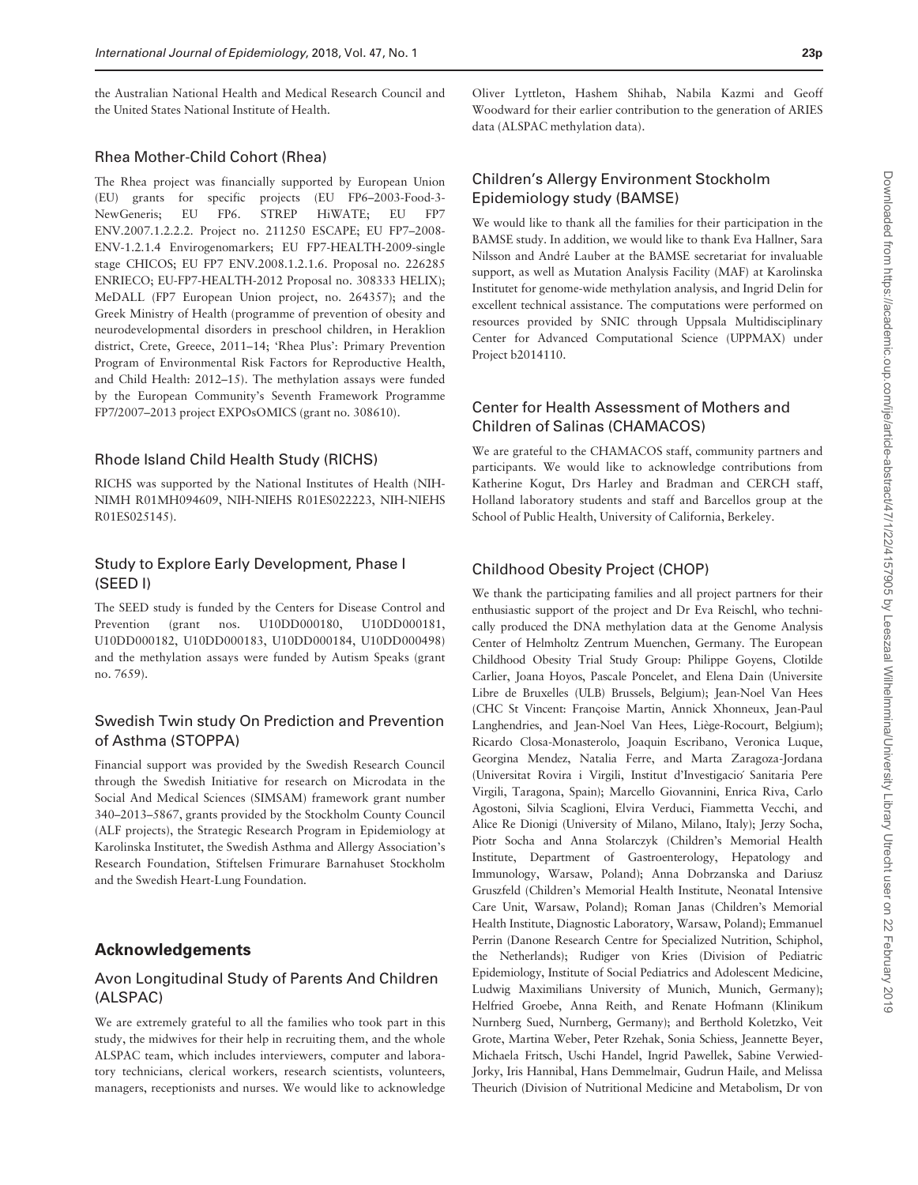the Australian National Health and Medical Research Council and the United States National Institute of Health.

### Rhea Mother-Child Cohort (Rhea)

The Rhea project was financially supported by European Union (EU) grants for specific projects (EU FP6–2003-Food-3-NewGeneris; EU FP6. STREP HiWATE; EU FP7 ENV.2007.1.2.2.2. Project no. 211250 ESCAPE; EU FP7–2008-ENV-1.2.1.4 Envirogenomarkers; EU FP7-HEALTH-2009-single stage CHICOS; EU FP7 ENV.2008.1.2.1.6. Proposal no. 226285 ENRIECO; EU-FP7-HEALTH-2012 Proposal no. 308333 HELIX); MeDALL (FP7 European Union project, no. 264357); and the Greek Ministry of Health (programme of prevention of obesity and neurodevelopmental disorders in preschool children, in Heraklion district, Crete, Greece, 2011–14; 'Rhea Plus': Primary Prevention Program of Environmental Risk Factors for Reproductive Health, and Child Health: 2012–15). The methylation assays were funded by the European Community's Seventh Framework Programme FP7/2007–2013 project EXPOsOMICS (grant no. 308610).

### Rhode Island Child Health Study (RICHS)

RICHS was supported by the National Institutes of Health (NIH-NIMH R01MH094609, NIH-NIEHS R01ES022223, NIH-NIEHS R01ES025145).

### Study to Explore Early Development, Phase I (SEED I)

The SEED study is funded by the Centers for Disease Control and Prevention (grant nos. U10DD000180, U10DD000181, U10DD000182, U10DD000183, U10DD000184, U10DD000498) and the methylation assays were funded by Autism Speaks (grant no. 7659).

### Swedish Twin study On Prediction and Prevention of Asthma (STOPPA)

Financial support was provided by the Swedish Research Council through the Swedish Initiative for research on Microdata in the Social And Medical Sciences (SIMSAM) framework grant number 340–2013–5867, grants provided by the Stockholm County Council (ALF projects), the Strategic Research Program in Epidemiology at Karolinska Institutet, the Swedish Asthma and Allergy Association's Research Foundation, Stiftelsen Frimurare Barnahuset Stockholm and the Swedish Heart-Lung Foundation.

## Acknowledgements

### Avon Longitudinal Study of Parents And Children (ALSPAC)

We are extremely grateful to all the families who took part in this study, the midwives for their help in recruiting them, and the whole ALSPAC team, which includes interviewers, computer and laboratory technicians, clerical workers, research scientists, volunteers, managers, receptionists and nurses. We would like to acknowledge Oliver Lyttleton, Hashem Shihab, Nabila Kazmi and Geoff Woodward for their earlier contribution to the generation of ARIES data (ALSPAC methylation data).

### Children's Allergy Environment Stockholm Epidemiology study (BAMSE)

We would like to thank all the families for their participation in the BAMSE study. In addition, we would like to thank Eva Hallner, Sara Nilsson and André Lauber at the BAMSE secretariat for invaluable support, as well as Mutation Analysis Facility (MAF) at Karolinska Institutet for genome-wide methylation analysis, and Ingrid Delin for excellent technical assistance. The computations were performed on resources provided by SNIC through Uppsala Multidisciplinary Center for Advanced Computational Science (UPPMAX) under Project b2014110.

### Center for Health Assessment of Mothers and Children of Salinas (CHAMACOS)

We are grateful to the CHAMACOS staff, community partners and participants. We would like to acknowledge contributions from Katherine Kogut, Drs Harley and Bradman and CERCH staff, Holland laboratory students and staff and Barcellos group at the School of Public Health, University of California, Berkeley.

### Childhood Obesity Project (CHOP)

We thank the participating families and all project partners for their enthusiastic support of the project and Dr Eva Reischl, who technically produced the DNA methylation data at the Genome Analysis Center of Helmholtz Zentrum Muenchen, Germany. The European Childhood Obesity Trial Study Group: Philippe Goyens, Clotilde Carlier, Joana Hoyos, Pascale Poncelet, and Elena Dain (Universite Libre de Bruxelles (ULB) Brussels, Belgium); Jean-Noel Van Hees (CHC St Vincent: Françoise Martin, Annick Xhonneux, Jean-Paul Langhendries, and Jean-Noel Van Hees, Liège-Rocourt, Belgium); Ricardo Closa-Monasterolo, Joaquin Escribano, Veronica Luque, Georgina Mendez, Natalia Ferre, and Marta Zaragoza-Jordana (Universitat Rovira i Virgili, Institut d'Investigació Sanitaria Pere Virgili, Taragona, Spain); Marcello Giovannini, Enrica Riva, Carlo Agostoni, Silvia Scaglioni, Elvira Verduci, Fiammetta Vecchi, and Alice Re Dionigi (University of Milano, Milano, Italy); Jerzy Socha, Piotr Socha and Anna Stolarczyk (Children's Memorial Health Institute, Department of Gastroenterology, Hepatology and Immunology, Warsaw, Poland); Anna Dobrzanska and Dariusz Gruszfeld (Children's Memorial Health Institute, Neonatal Intensive Care Unit, Warsaw, Poland); Roman Janas (Children's Memorial Health Institute, Diagnostic Laboratory, Warsaw, Poland); Emmanuel Perrin (Danone Research Centre for Specialized Nutrition, Schiphol, the Netherlands); Rudiger von Kries (Division of Pediatric Epidemiology, Institute of Social Pediatrics and Adolescent Medicine, Ludwig Maximilians University of Munich, Munich, Germany); Helfried Groebe, Anna Reith, and Renate Hofmann (Klinikum Nurnberg Sued, Nurnberg, Germany); and Berthold Koletzko, Veit Grote, Martina Weber, Peter Rzehak, Sonia Schiess, Jeannette Beyer, Michaela Fritsch, Uschi Handel, Ingrid Pawellek, Sabine Verwied-Jorky, Iris Hannibal, Hans Demmelmair, Gudrun Haile, and Melissa Theurich (Division of Nutritional Medicine and Metabolism, Dr von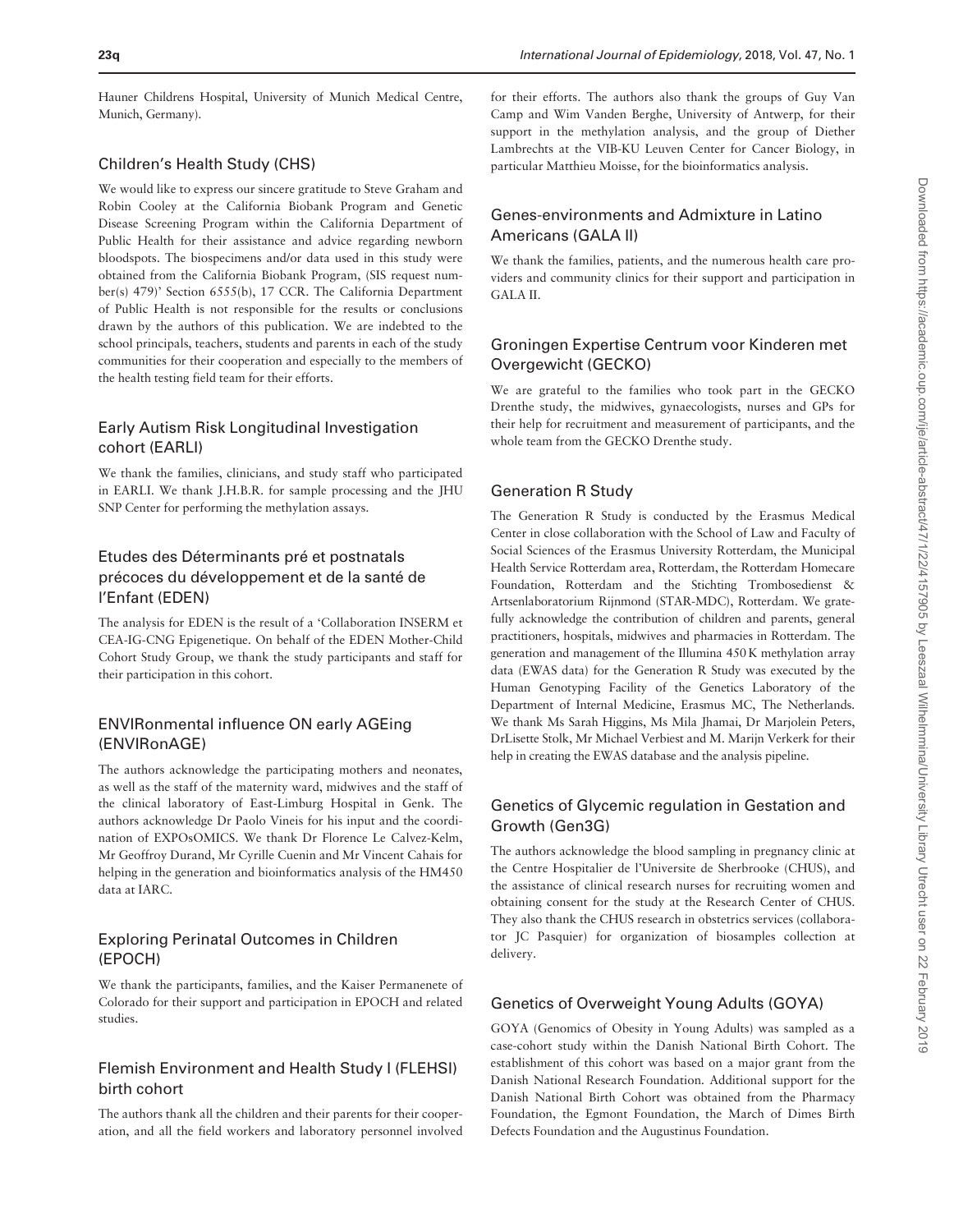Hauner Childrens Hospital, University of Munich Medical Centre, Munich, Germany).

## Children's Health Study (CHS)

We would like to express our sincere gratitude to Steve Graham and Robin Cooley at the California Biobank Program and Genetic Disease Screening Program within the California Department of Public Health for their assistance and advice regarding newborn bloodspots. The biospecimens and/or data used in this study were obtained from the California Biobank Program, (SIS request number(s) 479)' Section 6555(b), 17 CCR. The California Department of Public Health is not responsible for the results or conclusions drawn by the authors of this publication. We are indebted to the school principals, teachers, students and parents in each of the study communities for their cooperation and especially to the members of the health testing field team for their efforts.

## Early Autism Risk Longitudinal Investigation cohort (EARLI)

We thank the families, clinicians, and study staff who participated in EARLI. We thank J.H.B.R. for sample processing and the JHU SNP Center for performing the methylation assays.

## Etudes des Déterminants pré et postnatals précoces du développement et de la santé de l'Enfant (EDEN)

The analysis for EDEN is the result of a 'Collaboration INSERM et CEA-IG-CNG Epigenetique. On behalf of the EDEN Mother-Child Cohort Study Group, we thank the study participants and staff for their participation in this cohort.

## ENVIRonmental influence ON early AGEing (ENVIRonAGE)

The authors acknowledge the participating mothers and neonates, as well as the staff of the maternity ward, midwives and the staff of the clinical laboratory of East-Limburg Hospital in Genk. The authors acknowledge Dr Paolo Vineis for his input and the coordination of EXPOsOMICS. We thank Dr Florence Le Calvez-Kelm, Mr Geoffroy Durand, Mr Cyrille Cuenin and Mr Vincent Cahais for helping in the generation and bioinformatics analysis of the HM450 data at IARC.

## Exploring Perinatal Outcomes in Children (EPOCH)

We thank the participants, families, and the Kaiser Permanenete of Colorado for their support and participation in EPOCH and related studies.

## Flemish Environment and Health Study I (FLEHSI) birth cohort

The authors thank all the children and their parents for their cooperation, and all the field workers and laboratory personnel involved for their efforts. The authors also thank the groups of Guy Van Camp and Wim Vanden Berghe, University of Antwerp, for their support in the methylation analysis, and the group of Diether Lambrechts at the VIB-KU Leuven Center for Cancer Biology, in particular Matthieu Moisse, for the bioinformatics analysis.

## Genes-environments and Admixture in Latino Americans (GALA II)

We thank the families, patients, and the numerous health care providers and community clinics for their support and participation in GALA II.

## Groningen Expertise Centrum voor Kinderen met Overgewicht (GECKO)

We are grateful to the families who took part in the GECKO Drenthe study, the midwives, gynaecologists, nurses and GPs for their help for recruitment and measurement of participants, and the whole team from the GECKO Drenthe study.

## Generation R Study

The Generation R Study is conducted by the Erasmus Medical Center in close collaboration with the School of Law and Faculty of Social Sciences of the Erasmus University Rotterdam, the Municipal Health Service Rotterdam area, Rotterdam, the Rotterdam Homecare Foundation, Rotterdam and the Stichting Trombosedienst & Artsenlaboratorium Rijnmond (STAR-MDC), Rotterdam. We gratefully acknowledge the contribution of children and parents, general practitioners, hospitals, midwives and pharmacies in Rotterdam. The generation and management of the Illumina 450 K methylation array data (EWAS data) for the Generation R Study was executed by the Human Genotyping Facility of the Genetics Laboratory of the Department of Internal Medicine, Erasmus MC, The Netherlands. We thank Ms Sarah Higgins, Ms Mila Jhamai, Dr Marjolein Peters, DrLisette Stolk, Mr Michael Verbiest and M. Marijn Verkerk for their help in creating the EWAS database and the analysis pipeline.

## Genetics of Glycemic regulation in Gestation and Growth (Gen3G)

The authors acknowledge the blood sampling in pregnancy clinic at the Centre Hospitalier de l'Universite de Sherbrooke (CHUS), and the assistance of clinical research nurses for recruiting women and obtaining consent for the study at the Research Center of CHUS. They also thank the CHUS research in obstetrics services (collaborator JC Pasquier) for organization of biosamples collection at delivery.

## Genetics of Overweight Young Adults (GOYA)

GOYA (Genomics of Obesity in Young Adults) was sampled as a case-cohort study within the Danish National Birth Cohort. The establishment of this cohort was based on a major grant from the Danish National Research Foundation. Additional support for the Danish National Birth Cohort was obtained from the Pharmacy Foundation, the Egmont Foundation, the March of Dimes Birth Defects Foundation and the Augustinus Foundation.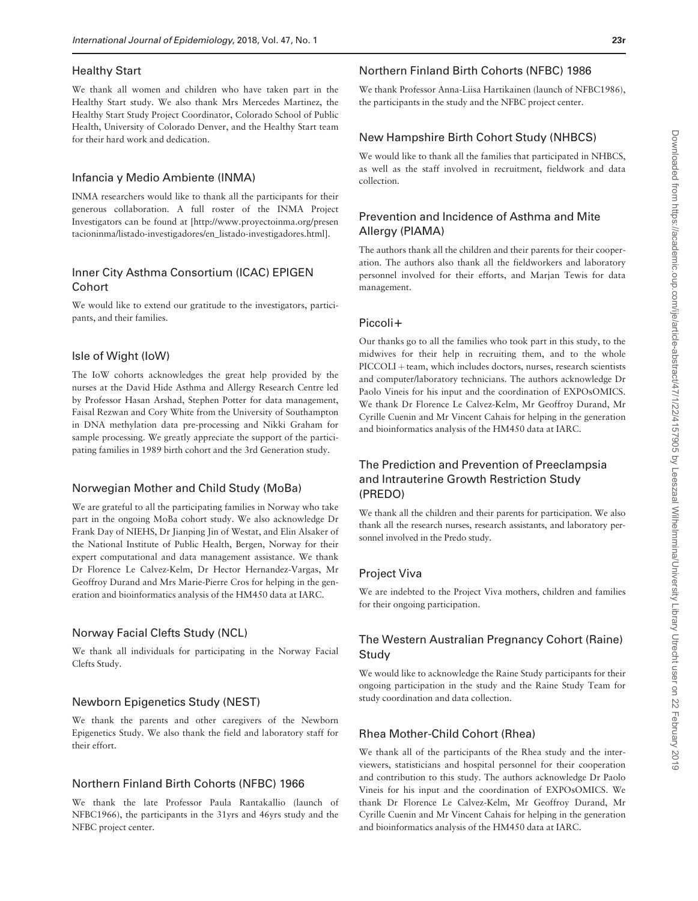### Healthy Start

We thank all women and children who have taken part in the Healthy Start study. We also thank Mrs Mercedes Martinez, the Healthy Start Study Project Coordinator, Colorado School of Public Health, University of Colorado Denver, and the Healthy Start team for their hard work and dedication.

### Infancia y Medio Ambiente (INMA)

INMA researchers would like to thank all the participants for their generous collaboration. A full roster of the INMA Project Investigators can be found at [http://www.proyectoinma.org/presentacioninma/listado-investigadores/en_listado-investigadores.html].

### Inner City Asthma Consortium (ICAC) EPIGEN Cohort

We would like to extend our gratitude to the investigators, participants, and their families.

### Isle of Wight (IoW)

The IoW cohorts acknowledges the great help provided by the nurses at the David Hide Asthma and Allergy Research Centre led by Professor Hasan Arshad, Stephen Potter for data management, Faisal Rezwan and Cory White from the University of Southampton in DNA methylation data pre-processing and Nikki Graham for sample processing. We greatly appreciate the support of the participating families in 1989 birth cohort and the 3rd Generation study.

### Norwegian Mother and Child Study (MoBa)

We are grateful to all the participating families in Norway who take part in the ongoing MoBa cohort study. We also acknowledge Dr Frank Day of NIEHS, Dr Jianping Jin of Westat, and Elin Alsaker of the National Institute of Public Health, Bergen, Norway for their expert computational and data management assistance. We thank Dr Florence Le Calvez-Kelm, Dr Hector Hernandez-Vargas, Mr Geoffroy Durand and Mrs Marie-Pierre Cros for helping in the generation and bioinformatics analysis of the HM450 data at IARC.

### Norway Facial Clefts Study (NCL)

We thank all individuals for participating in the Norway Facial Clefts Study.

### Newborn Epigenetics Study (NEST)

We thank the parents and other caregivers of the Newborn Epigenetics Study. We also thank the field and laboratory staff for their effort.

### Northern Finland Birth Cohorts (NFBC) 1966

We thank the late Professor Paula Rantakallio (launch of NFBC1966), the participants in the 31yrs and 46yrs study and the NFBC project center.

### Northern Finland Birth Cohorts (NFBC) 1986

We thank Professor Anna-Liisa Hartikainen (launch of NFBC1986), the participants in the study and the NFBC project center.

### New Hampshire Birth Cohort Study (NHBCS)

We would like to thank all the families that participated in NHBCS, as well as the staff involved in recruitment, fieldwork and data collection.

### Prevention and Incidence of Asthma and Mite Allergy (PIAMA)

The authors thank all the children and their parents for their cooperation. The authors also thank all the fieldworkers and laboratory personnel involved for their efforts, and Marjan Tewis for data management.

### Piccoli+

Our thanks go to all the families who took part in this study, to the midwives for their help in recruiting them, and to the whole PICCOLI+team, which includes doctors, nurses, research scientists and computer/laboratory technicians. The authors acknowledge Dr Paolo Vineis for his input and the coordination of EXPOsOMICS. We thank Dr Florence Le Calvez-Kelm, Mr Geoffroy Durand, Mr Cyrille Cuenin and Mr Vincent Cahais for helping in the generation and bioinformatics analysis of the HM450 data at IARC.

### The Prediction and Prevention of Preeclampsia and Intrauterine Growth Restriction Study (PREDO)

We thank all the children and their parents for participation. We also thank all the research nurses, research assistants, and laboratory personnel involved in the Predo study.

### Project Viva

We are indebted to the Project Viva mothers, children and families for their ongoing participation.

### The Western Australian Pregnancy Cohort (Raine) Study

We would like to acknowledge the Raine Study participants for their ongoing participation in the study and the Raine Study Team for study coordination and data collection.

### Rhea Mother-Child Cohort (Rhea)

We thank all of the participants of the Rhea study and the interviewers, statisticians and hospital personnel for their cooperation and contribution to this study. The authors acknowledge Dr Paolo Vineis for his input and the coordination of EXPOsOMICS. We thank Dr Florence Le Calvez-Kelm, Mr Geoffroy Durand, Mr Cyrille Cuenin and Mr Vincent Cahais for helping in the generation and bioinformatics analysis of the HM450 data at IARC.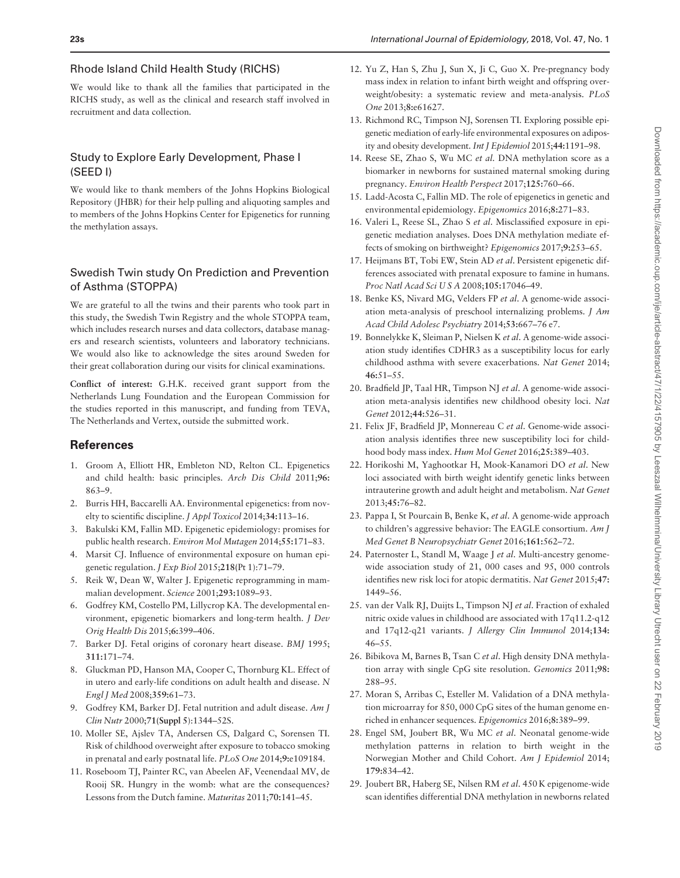### Rhode Island Child Health Study (RICHS)

We would like to thank all the families that participated in the RICHS study, as well as the clinical and research staff involved in recruitment and data collection.

### Study to Explore Early Development, Phase I (SEED I)

We would like to thank members of the Johns Hopkins Biological Repository (JHBR) for their help pulling and aliquoting samples and to members of the Johns Hopkins Center for Epigenetics for running the methylation assays.

### Swedish Twin study On Prediction and Prevention of Asthma (STOPPA)

We are grateful to all the twins and their parents who took part in this study, the Swedish Twin Registry and the whole STOPPA team, which includes research nurses and data collectors, database managers and research scientists, volunteers and laboratory technicians. We would also like to acknowledge the sites around Sweden for their great collaboration during our visits for clinical examinations.

**Conflict of interest:** G.H.K. received grant support from the Netherlands Lung Foundation and the European Commission for the studies reported in this manuscript, and funding from TEVA, The Netherlands and Vertex, outside the submitted work.

## References

1. Groom A, Elliott HR, Embleton ND, Relton CL. Epigenetics and child health: basic principles. *Arch Dis Child* 2011;**96:** 863–9.
2. Burris HH, Baccarelli AA. Environmental epigenetics: from novelty to scientific discipline. *J Appl Toxicol* 2014;**34:**113–16.
3. Bakulski KM, Fallin MD. Epigenetic epidemiology: promises for public health research. *Environ Mol Mutagen* 2014;**55:**171–83.
4. Marsit CJ. Influence of environmental exposure on human epigenetic regulation. *J Exp Biol* 2015;**218**(Pt 1):71–79.
5. Reik W, Dean W, Walter J. Epigenetic reprogramming in mammalian development. *Science* 2001;**293:**1089–93.
6. Godfrey KM, Costello PM, Lillycrop KA. The developmental environment, epigenetic biomarkers and long-term health. *J Dev Orig Health Dis* 2015;**6:**399–406.
7. Barker DJ. Fetal origins of coronary heart disease. *BMJ* 1995; **311:**171–74.
8. Gluckman PD, Hanson MA, Cooper C, Thornburg KL. Effect of in utero and early-life conditions on adult health and disease. *N Engl J Med* 2008;**359:**61–73.
9. Godfrey KM, Barker DJ. Fetal nutrition and adult disease. *Am J Clin Nutr* 2000;**71**(**Suppl 5**):1344–52S.
10. Moller SE, Ajslev TA, Andersen CS, Dalgard C, Sorensen TI. Risk of childhood overweight after exposure to tobacco smoking in prenatal and early postnatal life. *PLoS One* 2014;**9:**e109184.
11. Roseboom TJ, Painter RC, van Abeelen AF, Veenendaal MV, de Rooij SR. Hungry in the womb: what are the consequences? Lessons from the Dutch famine. *Maturitas* 2011;**70:**141–45.
12. Yu Z, Han S, Zhu J, Sun X, Ji C, Guo X. Pre-pregnancy body mass index in relation to infant birth weight and offspring overweight/obesity: a systematic review and meta-analysis. *PLoS One* 2013;**8:**e61627.
13. Richmond RC, Timpson NJ, Sorensen TI. Exploring possible epigenetic mediation of early-life environmental exposures on adiposity and obesity development. *Int J Epidemiol* 2015;**44:**1191–98.
14. Reese SE, Zhao S, Wu MC *et al.* DNA methylation score as a biomarker in newborns for sustained maternal smoking during pregnancy. *Environ Health Perspect* 2017;**125:**760–66.
15. Ladd-Acosta C, Fallin MD. The role of epigenetics in genetic and environmental epidemiology. *Epigenomics* 2016;**8:**271–83.
16. Valeri L, Reese SL, Zhao S *et al.* Misclassified exposure in epigenetic mediation analyses. Does DNA methylation mediate effects of smoking on birthweight? *Epigenomics* 2017;**9:**253–65.
17. Heijmans BT, Tobi EW, Stein AD *et al.* Persistent epigenetic differences associated with prenatal exposure to famine in humans. *Proc Natl Acad Sci U S A* 2008;**105:**17046–49.
18. Benke KS, Nivard MG, Velders FP *et al.* A genome-wide association meta-analysis of preschool internalizing problems. *J Am Acad Child Adolesc Psychiatry* 2014;**53:**667–76 e7.
19. Bonnelykke K, Sleiman P, Nielsen K *et al.* A genome-wide association study identifies CDHR3 as a susceptibility locus for early childhood asthma with severe exacerbations. *Nat Genet* 2014; **46:**51–55.
20. Bradfield JP, Taal HR, Timpson NJ *et al.* A genome-wide association meta-analysis identifies new childhood obesity loci. *Nat Genet* 2012;**44:**526–31.
21. Felix JF, Bradfield JP, Monnereau C *et al.* Genome-wide association analysis identifies three new susceptibility loci for childhood body mass index. *Hum Mol Genet* 2016;**25:**389–403.
22. Horikoshi M, Yaghootkar H, Mook-Kanamori DO *et al.* New loci associated with birth weight identify genetic links between intrauterine growth and adult height and metabolism. *Nat Genet* 2013;**45:**76–82.
23. Pappa I, St Pourcain B, Benke K, *et al.* A genome-wide approach to children's aggressive behavior: The EAGLE consortium. *Am J Med Genet B Neuropsychiatr Genet* 2016;**161:**562–72.
24. Paternoster L, Standl M, Waage J *et al.* Multi-ancestry genome-wide association study of 21, 000 cases and 95, 000 controls identifies new risk loci for atopic dermatitis. *Nat Genet* 2015;**47:** 1449–56.
25. van der Valk RJ, Duijts L, Timpson NJ *et al.* Fraction of exhaled nitric oxide values in childhood are associated with 17q11.2-q12 and 17q12-q21 variants. *J Allergy Clin Immunol* 2014;**134:** 46–55.
26. Bibikova M, Barnes B, Tsan C *et al.* High density DNA methylation array with single CpG site resolution. *Genomics* 2011;**98:** 288–95.
27. Moran S, Arribas C, Esteller M. Validation of a DNA methylation microarray for 850, 000 CpG sites of the human genome enriched in enhancer sequences. *Epigenomics* 2016;**8:**389–99.
28. Engel SM, Joubert BR, Wu MC *et al.* Neonatal genome-wide methylation patterns in relation to birth weight in the Norwegian Mother and Child Cohort. *Am J Epidemiol* 2014; **179:**834–42.
29. Joubert BR, Haberg SE, Nilsen RM *et al.* 450 K epigenome-wide scan identifies differential DNA methylation in newborns related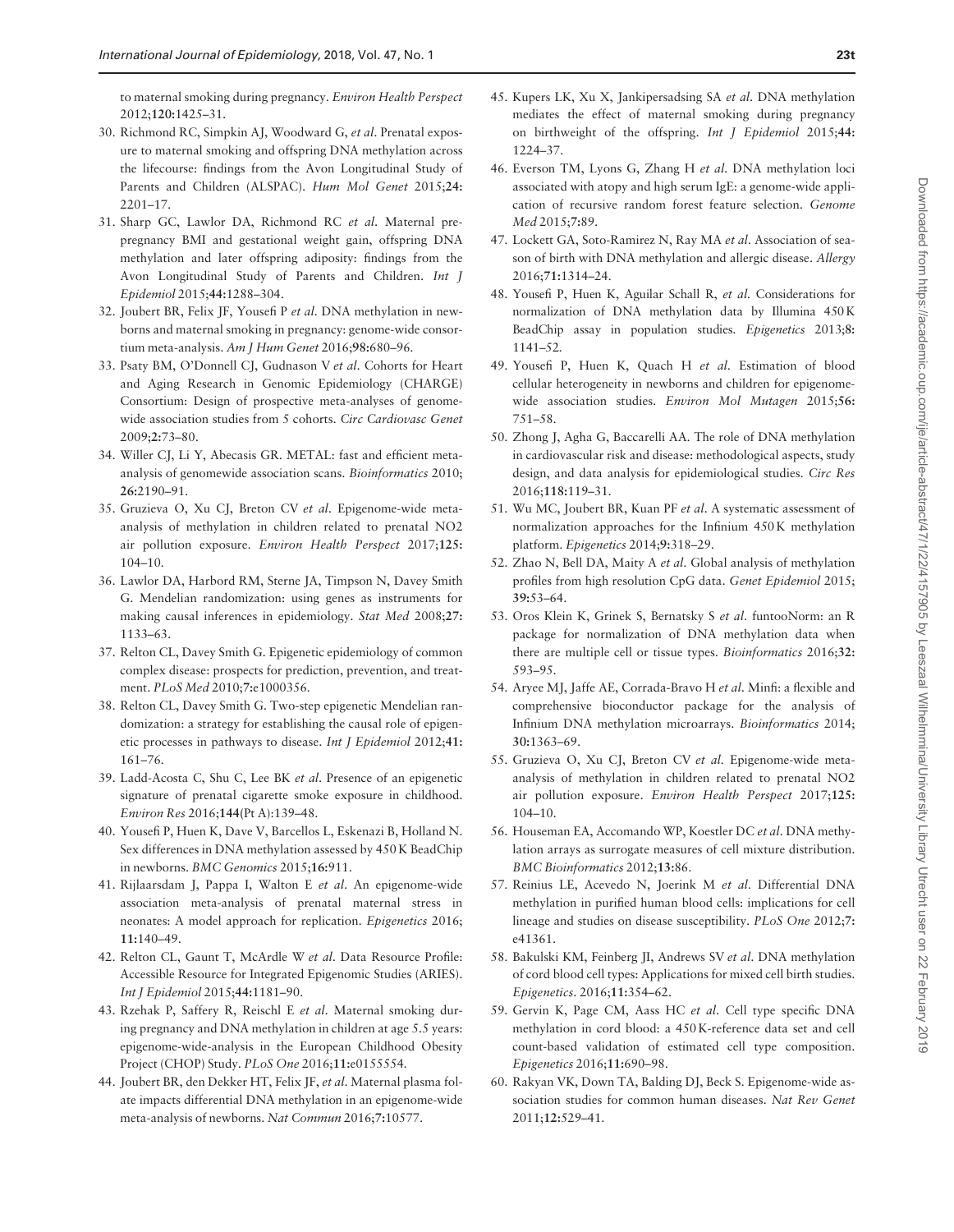to maternal smoking during pregnancy. *Environ Health Perspect* 2012;**120:**1425–31.

30. Richmond RC, Simpkin AJ, Woodward G, *et al.* Prenatal exposure to maternal smoking and offspring DNA methylation across the lifecourse: findings from the Avon Longitudinal Study of Parents and Children (ALSPAC). *Hum Mol Genet* 2015;**24:** 2201–17.
31. Sharp GC, Lawlor DA, Richmond RC *et al.* Maternal prepregnancy BMI and gestational weight gain, offspring DNA methylation and later offspring adiposity: findings from the Avon Longitudinal Study of Parents and Children. *Int J Epidemiol* 2015;**44:**1288–304.
32. Joubert BR, Felix JF, Yousefi P *et al.* DNA methylation in newborns and maternal smoking in pregnancy: genome-wide consortium meta-analysis. *Am J Hum Genet* 2016;**98:**680–96.
33. Psaty BM, O'Donnell CJ, Gudnason V *et al.* Cohorts for Heart and Aging Research in Genomic Epidemiology (CHARGE) Consortium: Design of prospective meta-analyses of genome-wide association studies from 5 cohorts. *Circ Cardiovasc Genet* 2009;**2:**73–80.
34. Willer CJ, Li Y, Abecasis GR. METAL: fast and efficient meta-analysis of genomewide association scans. *Bioinformatics* 2010; **26:**2190–91.
35. Gruzieva O, Xu CJ, Breton CV *et al.* Epigenome-wide meta-analysis of methylation in children related to prenatal NO2 air pollution exposure. *Environ Health Perspect* 2017;**125:** 104–10.
36. Lawlor DA, Harbord RM, Sterne JA, Timpson N, Davey Smith G. Mendelian randomization: using genes as instruments for making causal inferences in epidemiology. *Stat Med* 2008;**27:** 1133–63.
37. Relton CL, Davey Smith G. Epigenetic epidemiology of common complex disease: prospects for prediction, prevention, and treatment. *PLoS Med* 2010;**7:**e1000356.
38. Relton CL, Davey Smith G. Two-step epigenetic Mendelian randomization: a strategy for establishing the causal role of epigenetic processes in pathways to disease. *Int J Epidemiol* 2012;**41:** 161–76.
39. Ladd-Acosta C, Shu C, Lee BK *et al.* Presence of an epigenetic signature of prenatal cigarette smoke exposure in childhood. *Environ Res* 2016;**144**(Pt A):139–48.
40. Yousefi P, Huen K, Dave V, Barcellos L, Eskenazi B, Holland N. Sex differences in DNA methylation assessed by 450 K BeadChip in newborns. *BMC Genomics* 2015;**16:**911.
41. Rijlaarsdam J, Pappa I, Walton E *et al.* An epigenome-wide association meta-analysis of prenatal maternal stress in neonates: A model approach for replication. *Epigenetics* 2016; **11:**140–49.
42. Relton CL, Gaunt T, McArdle W *et al.* Data Resource Profile: Accessible Resource for Integrated Epigenomic Studies (ARIES). *Int J Epidemiol* 2015;**44:**1181–90.
43. Rzehak P, Saffery R, Reischl E *et al.* Maternal smoking during pregnancy and DNA methylation in children at age 5.5 years: epigenome-wide-analysis in the European Childhood Obesity Project (CHOP) Study. *PLoS One* 2016;**11:**e0155554.
44. Joubert BR, den Dekker HT, Felix JF, *et al.* Maternal plasma folate impacts differential DNA methylation in an epigenome-wide meta-analysis of newborns. *Nat Commun* 2016;**7:**10577.
45. Kupers LK, Xu X, Jankipersadsing SA *et al.* DNA methylation mediates the effect of maternal smoking during pregnancy on birthweight of the offspring. *Int J Epidemiol* 2015;**44:** 1224–37.
46. Everson TM, Lyons G, Zhang H *et al.* DNA methylation loci associated with atopy and high serum IgE: a genome-wide application of recursive random forest feature selection. *Genome Med* 2015;**7:**89.
47. Lockett GA, Soto-Ramirez N, Ray MA *et al.* Association of season of birth with DNA methylation and allergic disease. *Allergy* 2016;**71:**1314–24.
48. Yousefi P, Huen K, Aguilar Schall R, *et al.* Considerations for normalization of DNA methylation data by Illumina 450 K BeadChip assay in population studies. *Epigenetics* 2013;**8:** 1141–52.
49. Yousefi P, Huen K, Quach H *et al.* Estimation of blood cellular heterogeneity in newborns and children for epigenome-wide association studies. *Environ Mol Mutagen* 2015;**56:** 751–58.
50. Zhong J, Agha G, Baccarelli AA. The role of DNA methylation in cardiovascular risk and disease: methodological aspects, study design, and data analysis for epidemiological studies. *Circ Res* 2016;**118:**119–31.
51. Wu MC, Joubert BR, Kuan PF *et al.* A systematic assessment of normalization approaches for the Infinium 450 K methylation platform. *Epigenetics* 2014;**9:**318–29.
52. Zhao N, Bell DA, Maity A *et al.* Global analysis of methylation profiles from high resolution CpG data. *Genet Epidemiol* 2015; **39:**53–64.
53. Oros Klein K, Grinek S, Bernatsky S *et al.* funtooNorm: an R package for normalization of DNA methylation data when there are multiple cell or tissue types. *Bioinformatics* 2016;**32:** 593–95.
54. Aryee MJ, Jaffe AE, Corrada-Bravo H *et al.* Minfi: a flexible and comprehensive bioconductor package for the analysis of Infinium DNA methylation microarrays. *Bioinformatics* 2014; **30:**1363–69.
55. Gruzieva O, Xu CJ, Breton CV *et al.* Epigenome-wide meta-analysis of methylation in children related to prenatal NO2 air pollution exposure. *Environ Health Perspect* 2017;**125:** 104–10.
56. Houseman EA, Accomando WP, Koestler DC *et al.* DNA methylation arrays as surrogate measures of cell mixture distribution. *BMC Bioinformatics* 2012;**13:**86.
57. Reinius LE, Acevedo N, Joerink M *et al.* Differential DNA methylation in purified human blood cells: implications for cell lineage and studies on disease susceptibility. *PLoS One* 2012;**7:** e41361.
58. Bakulski KM, Feinberg JI, Andrews SV *et al.* DNA methylation of cord blood cell types: Applications for mixed cell birth studies. *Epigenetics.* 2016;**11:**354–62.
59. Gervin K, Page CM, Aass HC *et al.* Cell type specific DNA methylation in cord blood: a 450 K-reference data set and cell count-based validation of estimated cell type composition. *Epigenetics* 2016;**11:**690–98.
60. Rakyan VK, Down TA, Balding DJ, Beck S. Epigenome-wide association studies for common human diseases. *Nat Rev Genet* 2011;**12:**529–41.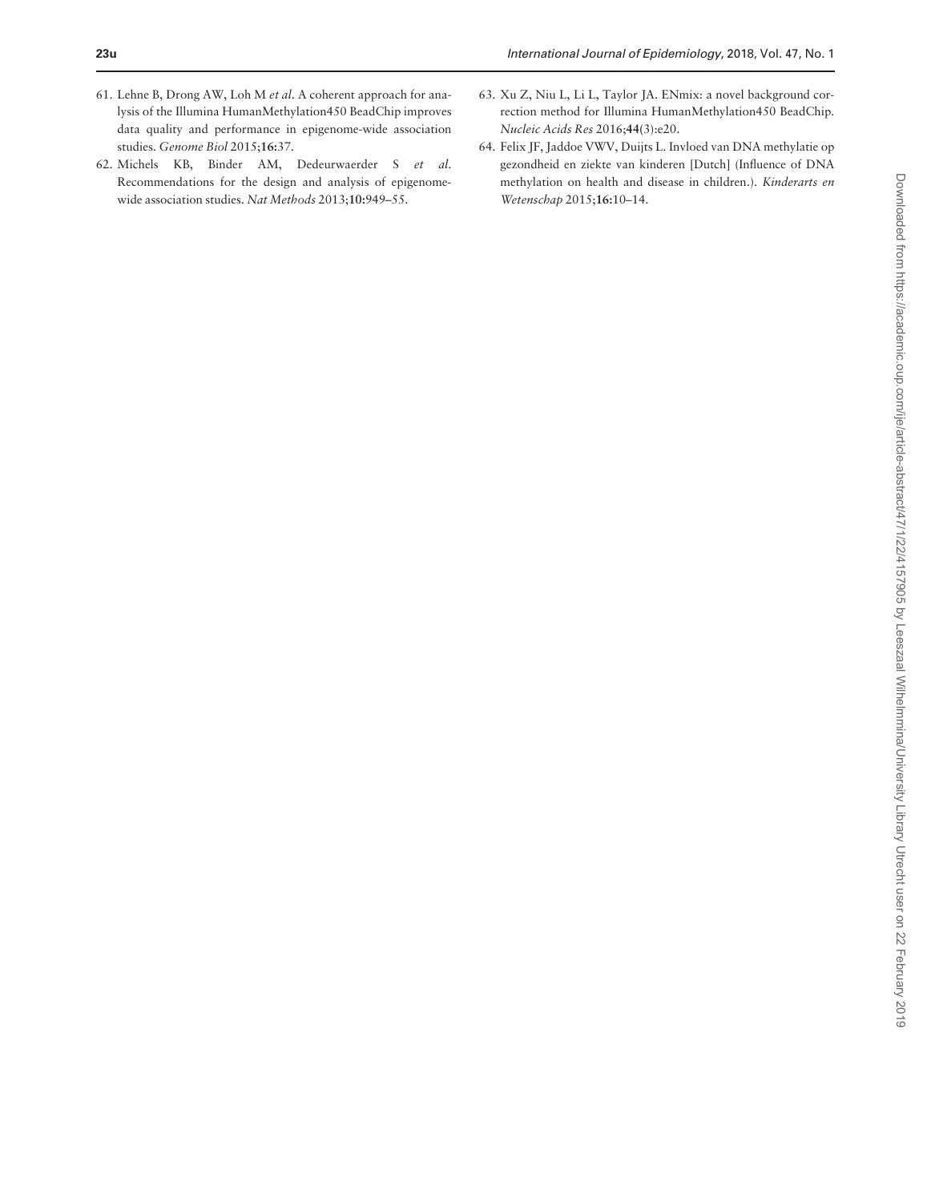61. Lehne B, Drong AW, Loh M *et al*. A coherent approach for analysis of the Illumina HumanMethylation450 BeadChip improves data quality and performance in epigenome-wide association studies. *Genome Biol* 2015;**16**:37.
62. Michels KB, Binder AM, Dedeurwaerder S *et al*. Recommendations for the design and analysis of epigenome-wide association studies. *Nat Methods* 2013;**10**:949–55.
63. Xu Z, Niu L, Li L, Taylor JA. ENmix: a novel background correction method for Illumina HumanMethylation450 BeadChip. *Nucleic Acids Res* 2016;**44**(3):e20.
64. Felix JF, Jaddoe VWV, Duijts L. Invloed van DNA methylatie op gezondheid en ziekte van kinderen [Dutch] (Influence of DNA methylation on health and disease in children.). *Kinderarts en Wetenschap* 2015;**16**:10–14.